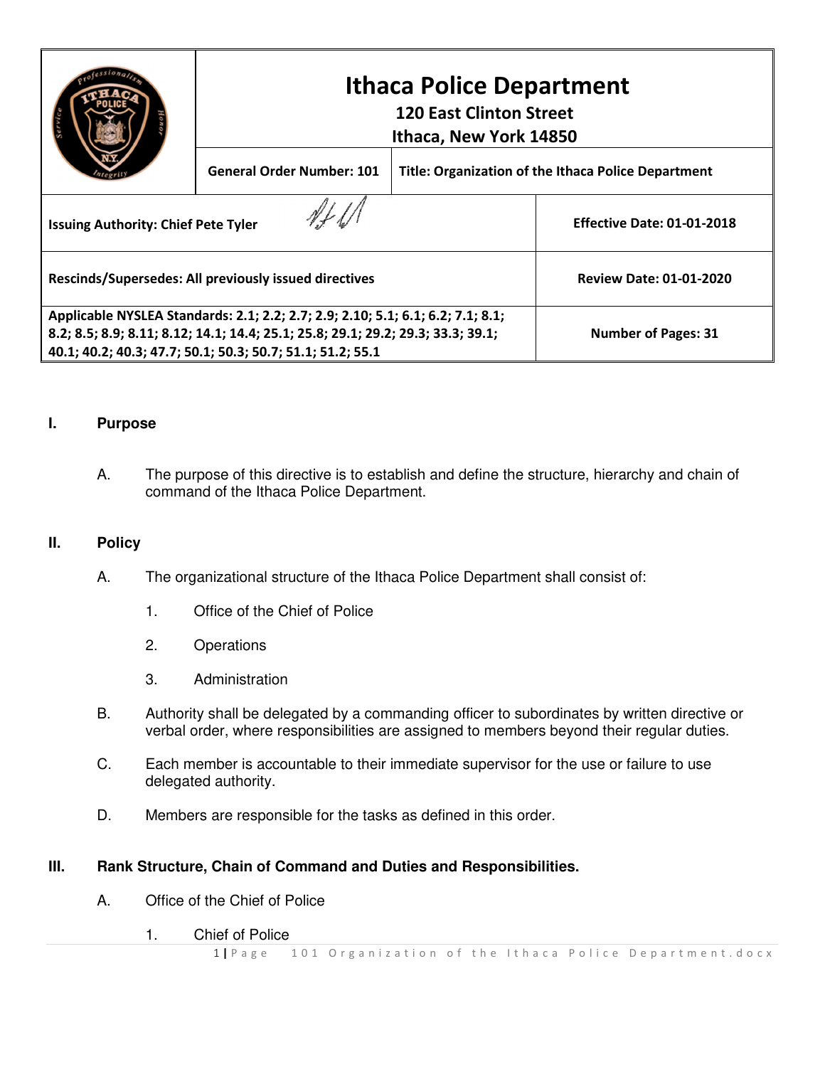| | **Ithaca Police Department**<br>**120 East Clinton Street**<br>**Ithaca, New York 14850** | |
|---|---|---|
| | **General Order Number: 101** | **Title: Organization of the Ithaca Police Department** |
| **Issuing Authority: Chief Pete Tyler** | | **Effective Date: 01-01-2018** |
| **Rescinds/Supersedes: All previously issued directives** | | **Review Date: 01-01-2020** |
| **Applicable NYSLEA Standards: 2.1; 2.2; 2.7; 2.9; 2.10; 5.1; 6.1; 6.2; 7.1; 8.1; 8.2; 8.5; 8.9; 8.11; 8.12; 14.1; 14.4; 25.1; 25.8; 29.1; 29.2; 29.3; 33.3; 39.1; 40.1; 40.2; 40.3; 47.7; 50.1; 50.3; 50.7; 51.1; 51.2; 55.1** | | **Number of Pages: 31** |

## I. Purpose

A. The purpose of this directive is to establish and define the structure, hierarchy and chain of command of the Ithaca Police Department.

## II. Policy

A. The organizational structure of the Ithaca Police Department shall consist of:

1. Office of the Chief of Police
2. Operations
3. Administration

B. Authority shall be delegated by a commanding officer to subordinates by written directive or verbal order, where responsibilities are assigned to members beyond their regular duties.

C. Each member is accountable to their immediate supervisor for the use or failure to use delegated authority.

D. Members are responsible for the tasks as defined in this order.

## III. Rank Structure, Chain of Command and Duties and Responsibilities.

A. Office of the Chief of Police

1. Chief of Police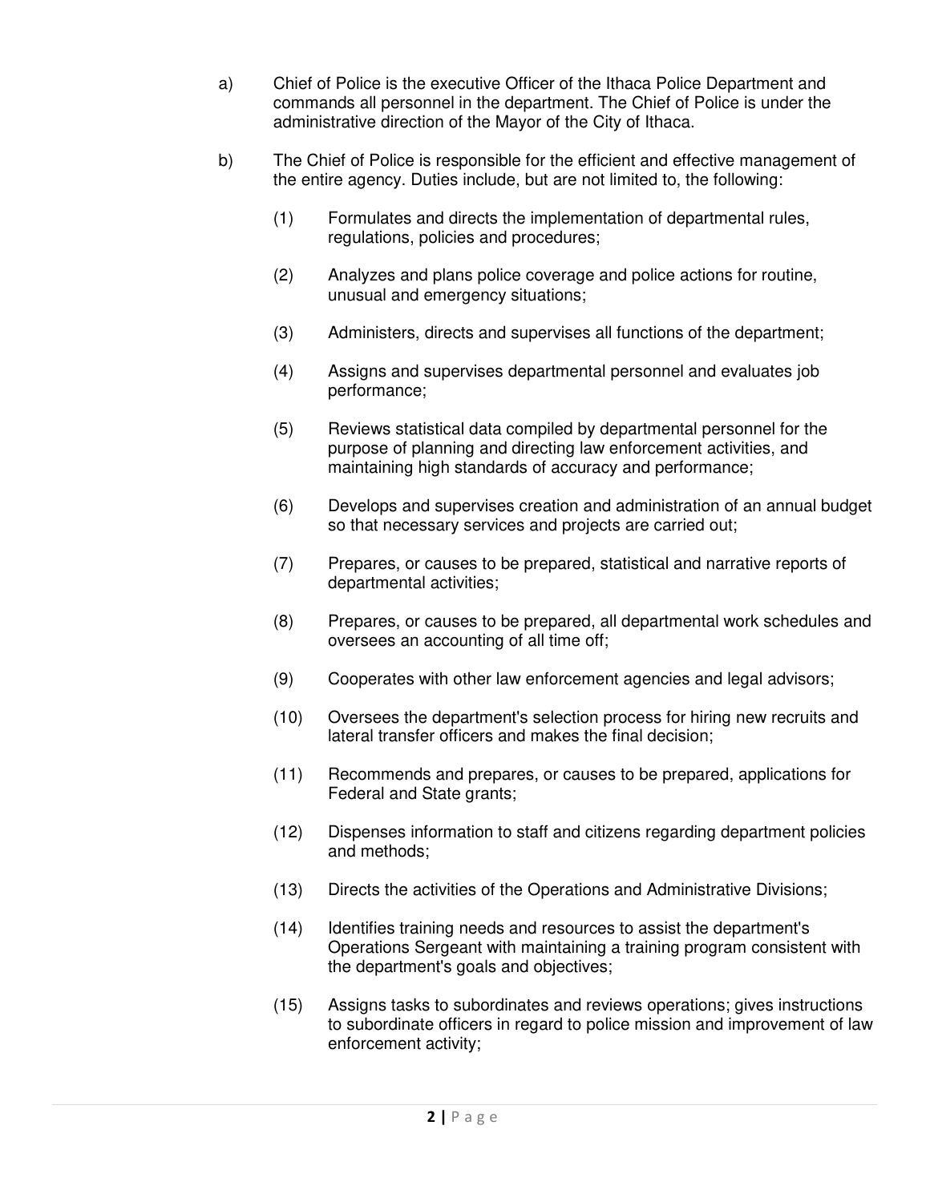a) Chief of Police is the executive Officer of the Ithaca Police Department and commands all personnel in the department. The Chief of Police is under the administrative direction of the Mayor of the City of Ithaca.

b) The Chief of Police is responsible for the efficient and effective management of the entire agency. Duties include, but are not limited to, the following:

   (1) Formulates and directs the implementation of departmental rules, regulations, policies and procedures;

   (2) Analyzes and plans police coverage and police actions for routine, unusual and emergency situations;

   (3) Administers, directs and supervises all functions of the department;

   (4) Assigns and supervises departmental personnel and evaluates job performance;

   (5) Reviews statistical data compiled by departmental personnel for the purpose of planning and directing law enforcement activities, and maintaining high standards of accuracy and performance;

   (6) Develops and supervises creation and administration of an annual budget so that necessary services and projects are carried out;

   (7) Prepares, or causes to be prepared, statistical and narrative reports of departmental activities;

   (8) Prepares, or causes to be prepared, all departmental work schedules and oversees an accounting of all time off;

   (9) Cooperates with other law enforcement agencies and legal advisors;

   (10) Oversees the department's selection process for hiring new recruits and lateral transfer officers and makes the final decision;

   (11) Recommends and prepares, or causes to be prepared, applications for Federal and State grants;

   (12) Dispenses information to staff and citizens regarding department policies and methods;

   (13) Directs the activities of the Operations and Administrative Divisions;

   (14) Identifies training needs and resources to assist the department's Operations Sergeant with maintaining a training program consistent with the department's goals and objectives;

   (15) Assigns tasks to subordinates and reviews operations; gives instructions to subordinate officers in regard to police mission and improvement of law enforcement activity;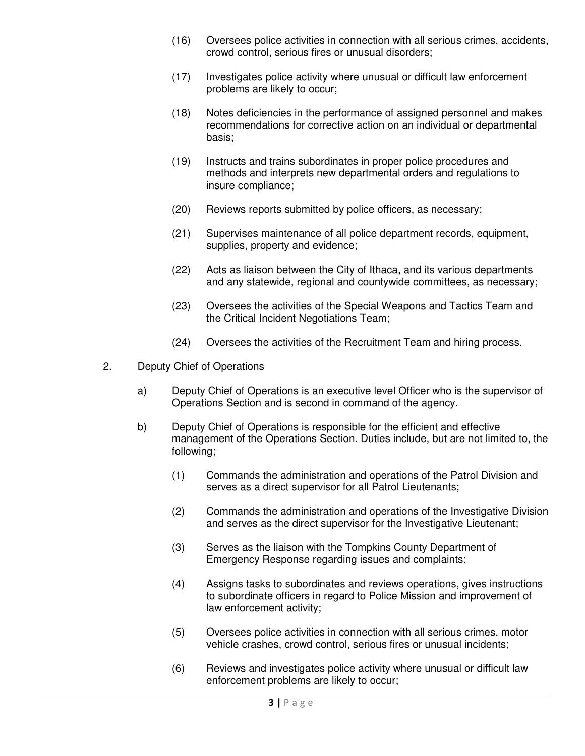(16) Oversees police activities in connection with all serious crimes, accidents, crowd control, serious fires or unusual disorders;

(17) Investigates police activity where unusual or difficult law enforcement problems are likely to occur;

(18) Notes deficiencies in the performance of assigned personnel and makes recommendations for corrective action on an individual or departmental basis;

(19) Instructs and trains subordinates in proper police procedures and methods and interprets new departmental orders and regulations to insure compliance;

(20) Reviews reports submitted by police officers, as necessary;

(21) Supervises maintenance of all police department records, equipment, supplies, property and evidence;

(22) Acts as liaison between the City of Ithaca, and its various departments and any statewide, regional and countywide committees, as necessary;

(23) Oversees the activities of the Special Weapons and Tactics Team and the Critical Incident Negotiations Team;

(24) Oversees the activities of the Recruitment Team and hiring process.

2. Deputy Chief of Operations

a) Deputy Chief of Operations is an executive level Officer who is the supervisor of Operations Section and is second in command of the agency.

b) Deputy Chief of Operations is responsible for the efficient and effective management of the Operations Section. Duties include, but are not limited to, the following;

(1) Commands the administration and operations of the Patrol Division and serves as a direct supervisor for all Patrol Lieutenants;

(2) Commands the administration and operations of the Investigative Division and serves as the direct supervisor for the Investigative Lieutenant;

(3) Serves as the liaison with the Tompkins County Department of Emergency Response regarding issues and complaints;

(4) Assigns tasks to subordinates and reviews operations, gives instructions to subordinate officers in regard to Police Mission and improvement of law enforcement activity;

(5) Oversees police activities in connection with all serious crimes, motor vehicle crashes, crowd control, serious fires or unusual incidents;

(6) Reviews and investigates police activity where unusual or difficult law enforcement problems are likely to occur;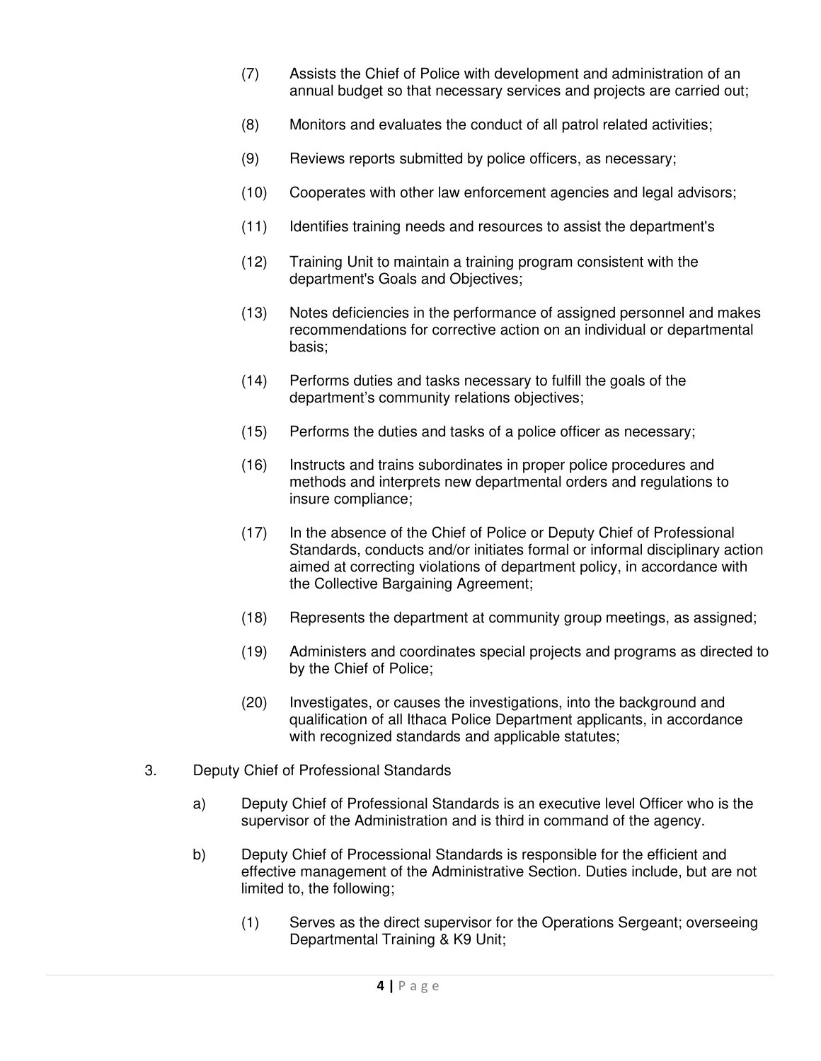(7) Assists the Chief of Police with development and administration of an annual budget so that necessary services and projects are carried out;

(8) Monitors and evaluates the conduct of all patrol related activities;

(9) Reviews reports submitted by police officers, as necessary;

(10) Cooperates with other law enforcement agencies and legal advisors;

(11) Identifies training needs and resources to assist the department's

(12) Training Unit to maintain a training program consistent with the department's Goals and Objectives;

(13) Notes deficiencies in the performance of assigned personnel and makes recommendations for corrective action on an individual or departmental basis;

(14) Performs duties and tasks necessary to fulfill the goals of the department's community relations objectives;

(15) Performs the duties and tasks of a police officer as necessary;

(16) Instructs and trains subordinates in proper police procedures and methods and interprets new departmental orders and regulations to insure compliance;

(17) In the absence of the Chief of Police or Deputy Chief of Professional Standards, conducts and/or initiates formal or informal disciplinary action aimed at correcting violations of department policy, in accordance with the Collective Bargaining Agreement;

(18) Represents the department at community group meetings, as assigned;

(19) Administers and coordinates special projects and programs as directed to by the Chief of Police;

(20) Investigates, or causes the investigations, into the background and qualification of all Ithaca Police Department applicants, in accordance with recognized standards and applicable statutes;

3. Deputy Chief of Professional Standards

a) Deputy Chief of Professional Standards is an executive level Officer who is the supervisor of the Administration and is third in command of the agency.

b) Deputy Chief of Processional Standards is responsible for the efficient and effective management of the Administrative Section. Duties include, but are not limited to, the following;

(1) Serves as the direct supervisor for the Operations Sergeant; overseeing Departmental Training & K9 Unit;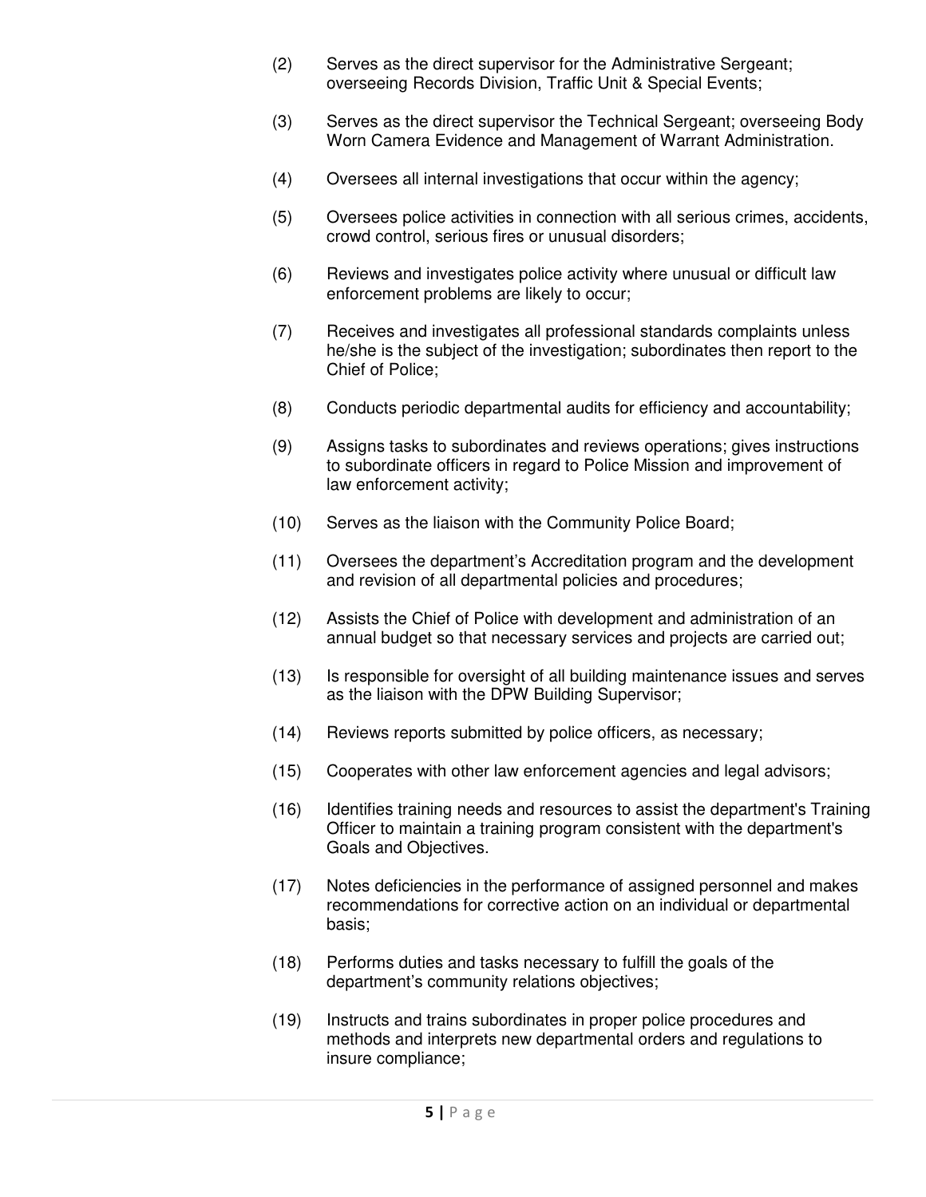(2) Serves as the direct supervisor for the Administrative Sergeant; overseeing Records Division, Traffic Unit & Special Events;

(3) Serves as the direct supervisor the Technical Sergeant; overseeing Body Worn Camera Evidence and Management of Warrant Administration.

(4) Oversees all internal investigations that occur within the agency;

(5) Oversees police activities in connection with all serious crimes, accidents, crowd control, serious fires or unusual disorders;

(6) Reviews and investigates police activity where unusual or difficult law enforcement problems are likely to occur;

(7) Receives and investigates all professional standards complaints unless he/she is the subject of the investigation; subordinates then report to the Chief of Police;

(8) Conducts periodic departmental audits for efficiency and accountability;

(9) Assigns tasks to subordinates and reviews operations; gives instructions to subordinate officers in regard to Police Mission and improvement of law enforcement activity;

(10) Serves as the liaison with the Community Police Board;

(11) Oversees the department's Accreditation program and the development and revision of all departmental policies and procedures;

(12) Assists the Chief of Police with development and administration of an annual budget so that necessary services and projects are carried out;

(13) Is responsible for oversight of all building maintenance issues and serves as the liaison with the DPW Building Supervisor;

(14) Reviews reports submitted by police officers, as necessary;

(15) Cooperates with other law enforcement agencies and legal advisors;

(16) Identifies training needs and resources to assist the department's Training Officer to maintain a training program consistent with the department's Goals and Objectives.

(17) Notes deficiencies in the performance of assigned personnel and makes recommendations for corrective action on an individual or departmental basis;

(18) Performs duties and tasks necessary to fulfill the goals of the department's community relations objectives;

(19) Instructs and trains subordinates in proper police procedures and methods and interprets new departmental orders and regulations to insure compliance;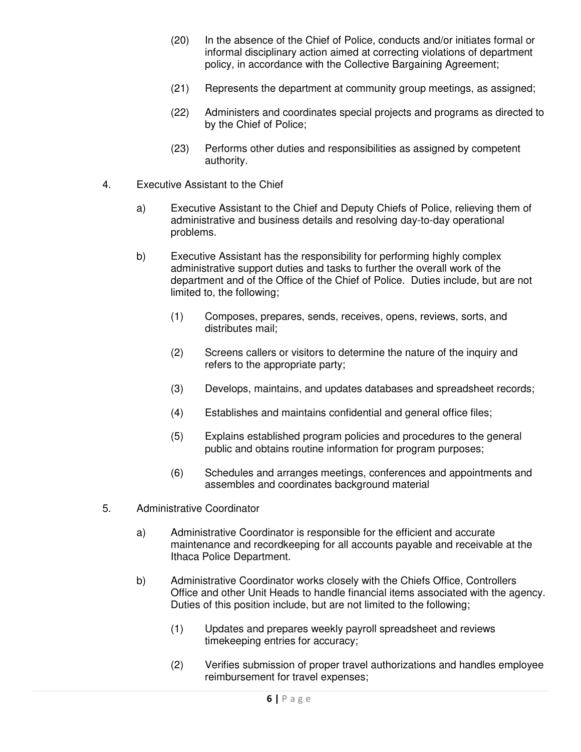(20) In the absence of the Chief of Police, conducts and/or initiates formal or informal disciplinary action aimed at correcting violations of department policy, in accordance with the Collective Bargaining Agreement;

(21) Represents the department at community group meetings, as assigned;

(22) Administers and coordinates special projects and programs as directed to by the Chief of Police;

(23) Performs other duties and responsibilities as assigned by competent authority.

4. Executive Assistant to the Chief

a) Executive Assistant to the Chief and Deputy Chiefs of Police, relieving them of administrative and business details and resolving day-to-day operational problems.

b) Executive Assistant has the responsibility for performing highly complex administrative support duties and tasks to further the overall work of the department and of the Office of the Chief of Police. Duties include, but are not limited to, the following;

(1) Composes, prepares, sends, receives, opens, reviews, sorts, and distributes mail;

(2) Screens callers or visitors to determine the nature of the inquiry and refers to the appropriate party;

(3) Develops, maintains, and updates databases and spreadsheet records;

(4) Establishes and maintains confidential and general office files;

(5) Explains established program policies and procedures to the general public and obtains routine information for program purposes;

(6) Schedules and arranges meetings, conferences and appointments and assembles and coordinates background material

5. Administrative Coordinator

a) Administrative Coordinator is responsible for the efficient and accurate maintenance and recordkeeping for all accounts payable and receivable at the Ithaca Police Department.

b) Administrative Coordinator works closely with the Chiefs Office, Controllers Office and other Unit Heads to handle financial items associated with the agency. Duties of this position include, but are not limited to the following;

(1) Updates and prepares weekly payroll spreadsheet and reviews timekeeping entries for accuracy;

(2) Verifies submission of proper travel authorizations and handles employee reimbursement for travel expenses;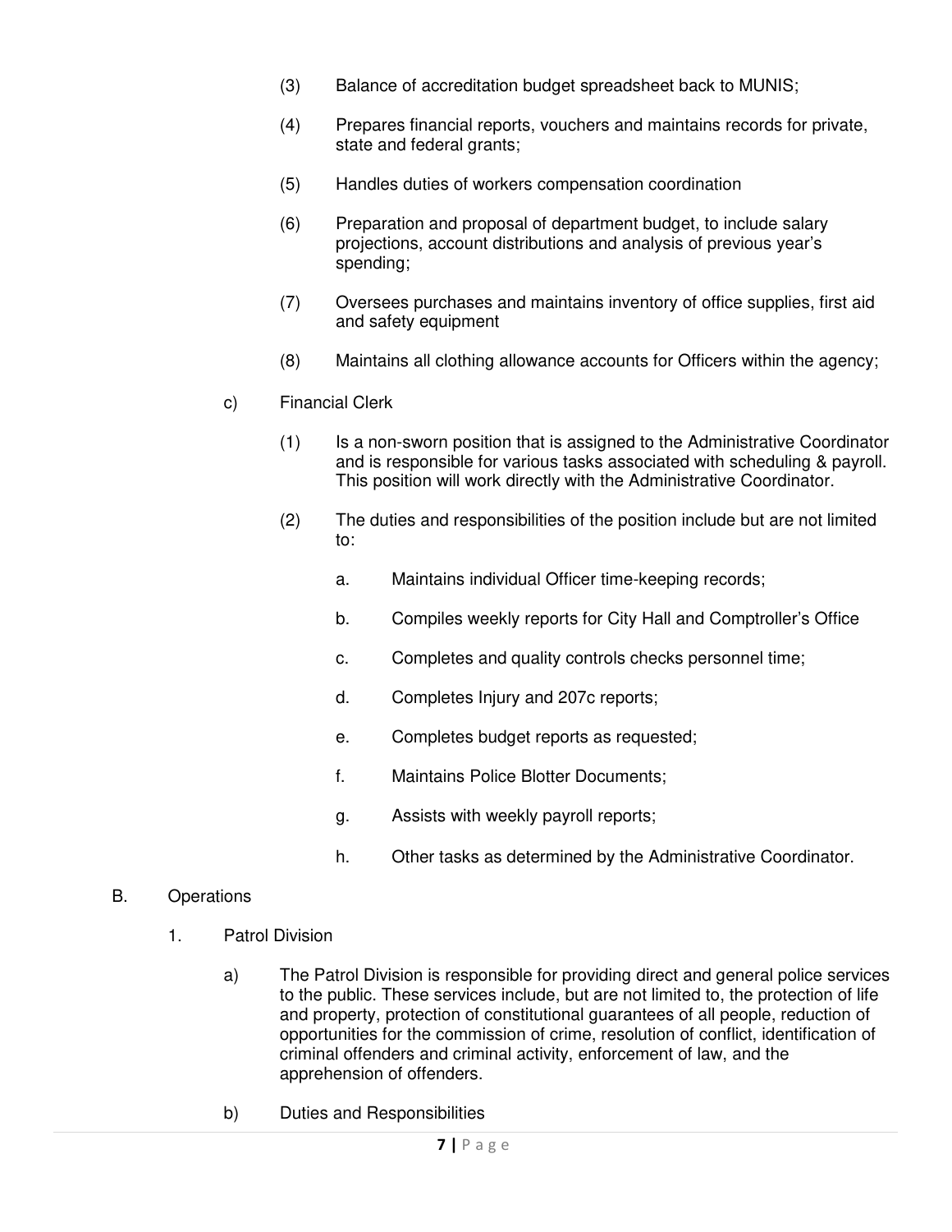(3) Balance of accreditation budget spreadsheet back to MUNIS;

(4) Prepares financial reports, vouchers and maintains records for private, state and federal grants;

(5) Handles duties of workers compensation coordination

(6) Preparation and proposal of department budget, to include salary projections, account distributions and analysis of previous year's spending;

(7) Oversees purchases and maintains inventory of office supplies, first aid and safety equipment

(8) Maintains all clothing allowance accounts for Officers within the agency;

c) Financial Clerk

(1) Is a non-sworn position that is assigned to the Administrative Coordinator and is responsible for various tasks associated with scheduling & payroll. This position will work directly with the Administrative Coordinator.

(2) The duties and responsibilities of the position include but are not limited to:

a. Maintains individual Officer time-keeping records;

b. Compiles weekly reports for City Hall and Comptroller's Office

c. Completes and quality controls checks personnel time;

d. Completes Injury and 207c reports;

e. Completes budget reports as requested;

f. Maintains Police Blotter Documents;

g. Assists with weekly payroll reports;

h. Other tasks as determined by the Administrative Coordinator.

B. Operations

1. Patrol Division

a) The Patrol Division is responsible for providing direct and general police services to the public. These services include, but are not limited to, the protection of life and property, protection of constitutional guarantees of all people, reduction of opportunities for the commission of crime, resolution of conflict, identification of criminal offenders and criminal activity, enforcement of law, and the apprehension of offenders.

b) Duties and Responsibilities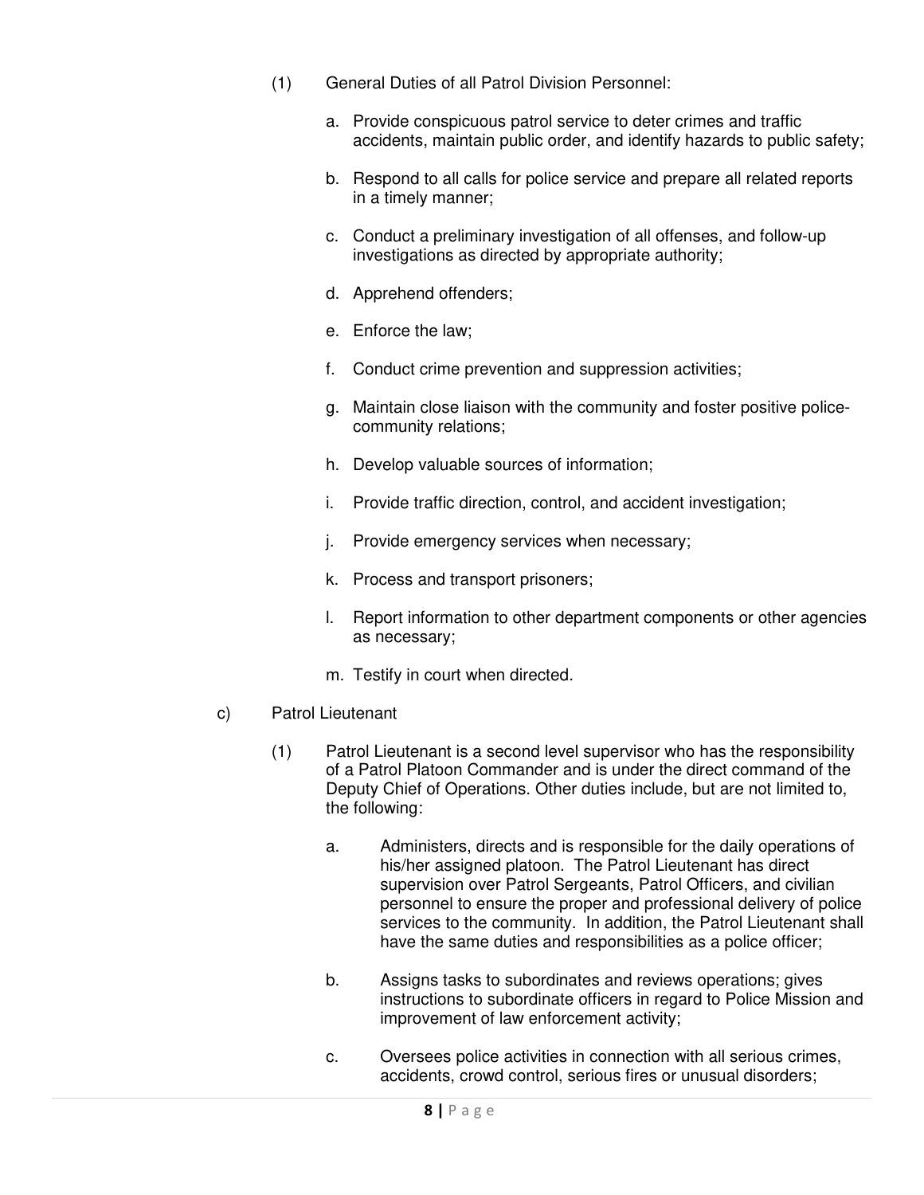(1) General Duties of all Patrol Division Personnel:

a. Provide conspicuous patrol service to deter crimes and traffic accidents, maintain public order, and identify hazards to public safety;

b. Respond to all calls for police service and prepare all related reports in a timely manner;

c. Conduct a preliminary investigation of all offenses, and follow-up investigations as directed by appropriate authority;

d. Apprehend offenders;

e. Enforce the law;

f. Conduct crime prevention and suppression activities;

g. Maintain close liaison with the community and foster positive police-community relations;

h. Develop valuable sources of information;

i. Provide traffic direction, control, and accident investigation;

j. Provide emergency services when necessary;

k. Process and transport prisoners;

l. Report information to other department components or other agencies as necessary;

m. Testify in court when directed.

c) Patrol Lieutenant

(1) Patrol Lieutenant is a second level supervisor who has the responsibility of a Patrol Platoon Commander and is under the direct command of the Deputy Chief of Operations. Other duties include, but are not limited to, the following:

a. Administers, directs and is responsible for the daily operations of his/her assigned platoon. The Patrol Lieutenant has direct supervision over Patrol Sergeants, Patrol Officers, and civilian personnel to ensure the proper and professional delivery of police services to the community. In addition, the Patrol Lieutenant shall have the same duties and responsibilities as a police officer;

b. Assigns tasks to subordinates and reviews operations; gives instructions to subordinate officers in regard to Police Mission and improvement of law enforcement activity;

c. Oversees police activities in connection with all serious crimes, accidents, crowd control, serious fires or unusual disorders;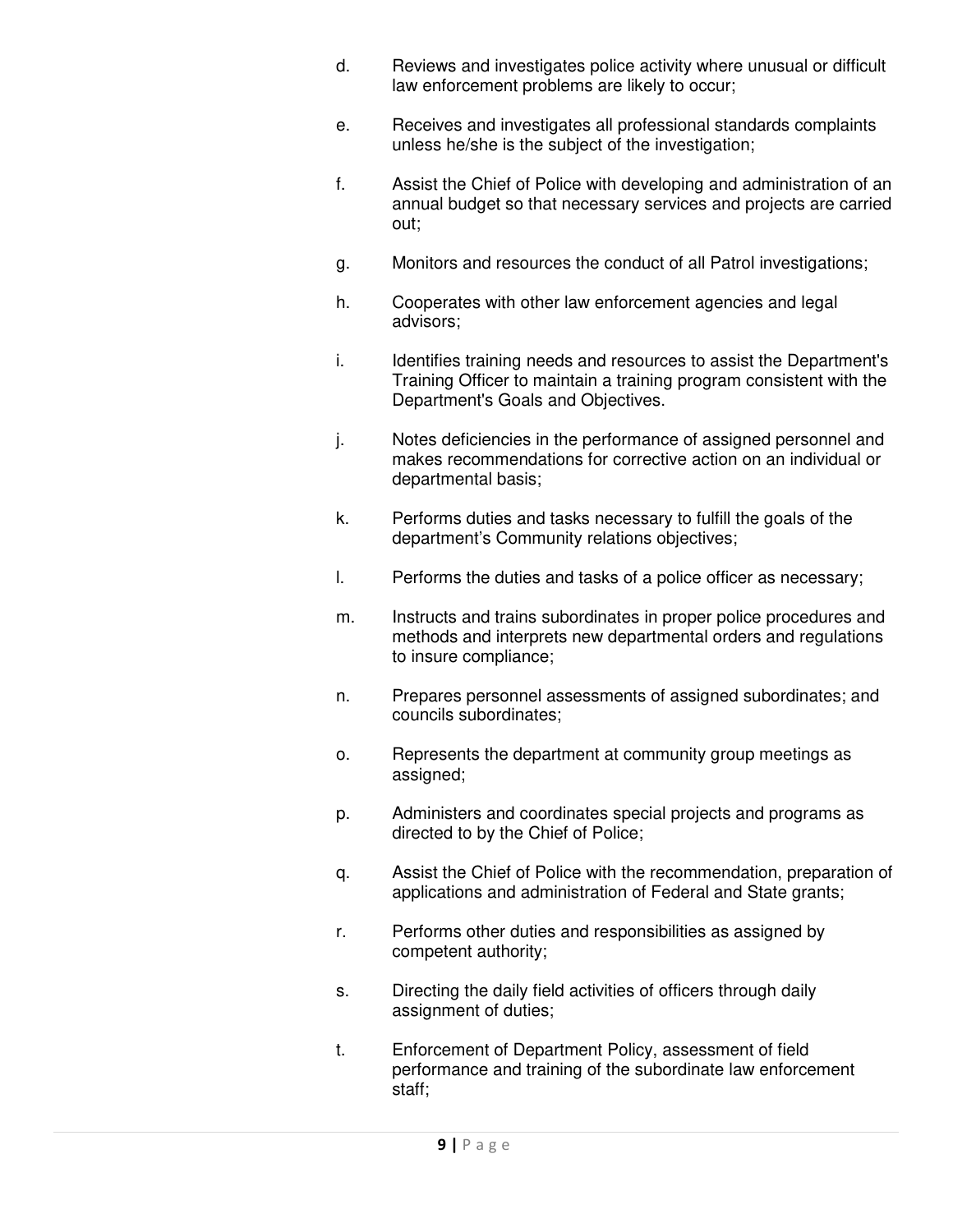d. Reviews and investigates police activity where unusual or difficult law enforcement problems are likely to occur;

e. Receives and investigates all professional standards complaints unless he/she is the subject of the investigation;

f. Assist the Chief of Police with developing and administration of an annual budget so that necessary services and projects are carried out;

g. Monitors and resources the conduct of all Patrol investigations;

h. Cooperates with other law enforcement agencies and legal advisors;

i. Identifies training needs and resources to assist the Department's Training Officer to maintain a training program consistent with the Department's Goals and Objectives.

j. Notes deficiencies in the performance of assigned personnel and makes recommendations for corrective action on an individual or departmental basis;

k. Performs duties and tasks necessary to fulfill the goals of the department's Community relations objectives;

l. Performs the duties and tasks of a police officer as necessary;

m. Instructs and trains subordinates in proper police procedures and methods and interprets new departmental orders and regulations to insure compliance;

n. Prepares personnel assessments of assigned subordinates; and councils subordinates;

o. Represents the department at community group meetings as assigned;

p. Administers and coordinates special projects and programs as directed to by the Chief of Police;

q. Assist the Chief of Police with the recommendation, preparation of applications and administration of Federal and State grants;

r. Performs other duties and responsibilities as assigned by competent authority;

s. Directing the daily field activities of officers through daily assignment of duties;

t. Enforcement of Department Policy, assessment of field performance and training of the subordinate law enforcement staff;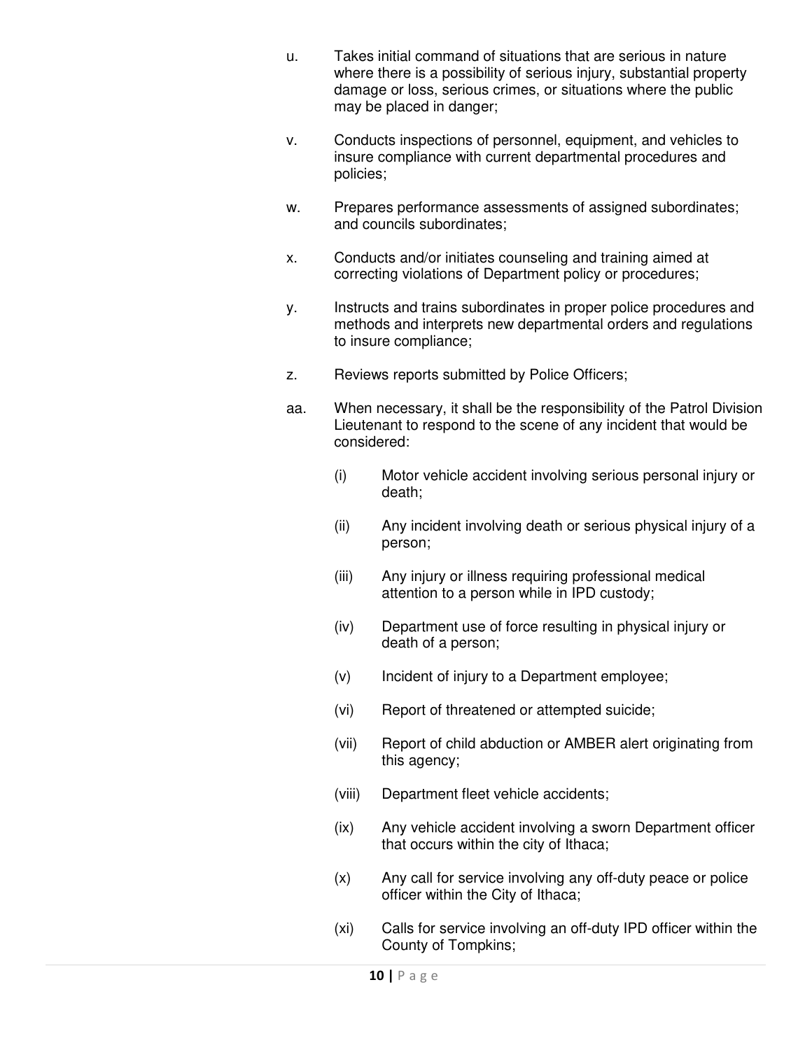u. Takes initial command of situations that are serious in nature where there is a possibility of serious injury, substantial property damage or loss, serious crimes, or situations where the public may be placed in danger;

v. Conducts inspections of personnel, equipment, and vehicles to insure compliance with current departmental procedures and policies;

w. Prepares performance assessments of assigned subordinates; and councils subordinates;

x. Conducts and/or initiates counseling and training aimed at correcting violations of Department policy or procedures;

y. Instructs and trains subordinates in proper police procedures and methods and interprets new departmental orders and regulations to insure compliance;

z. Reviews reports submitted by Police Officers;

aa. When necessary, it shall be the responsibility of the Patrol Division Lieutenant to respond to the scene of any incident that would be considered:

  (i) Motor vehicle accident involving serious personal injury or death;

  (ii) Any incident involving death or serious physical injury of a person;

  (iii) Any injury or illness requiring professional medical attention to a person while in IPD custody;

  (iv) Department use of force resulting in physical injury or death of a person;

  (v) Incident of injury to a Department employee;

  (vi) Report of threatened or attempted suicide;

  (vii) Report of child abduction or AMBER alert originating from this agency;

  (viii) Department fleet vehicle accidents;

  (ix) Any vehicle accident involving a sworn Department officer that occurs within the city of Ithaca;

  (x) Any call for service involving any off-duty peace or police officer within the City of Ithaca;

  (xi) Calls for service involving an off-duty IPD officer within the County of Tompkins;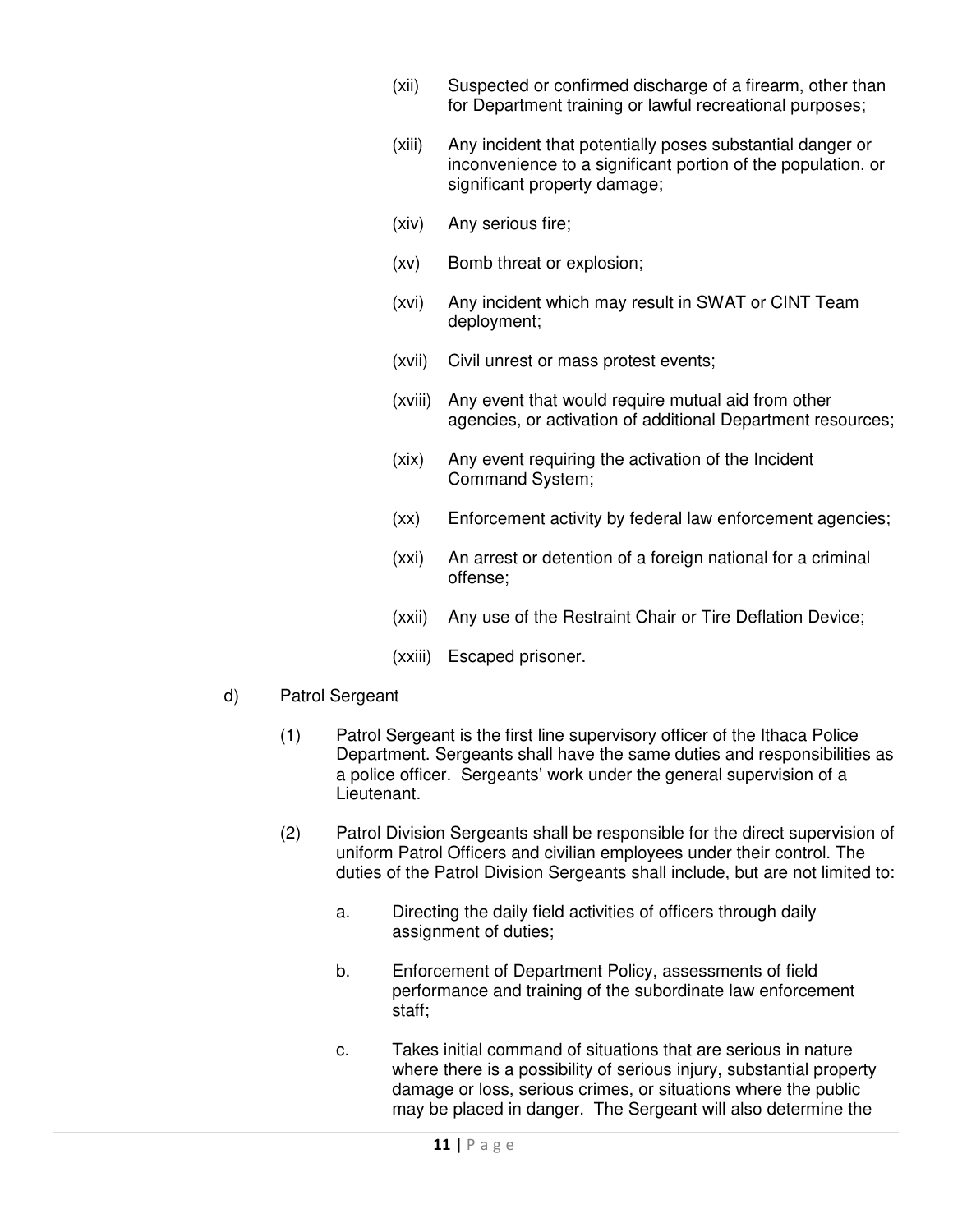(xii) Suspected or confirmed discharge of a firearm, other than for Department training or lawful recreational purposes;

(xiii) Any incident that potentially poses substantial danger or inconvenience to a significant portion of the population, or significant property damage;

(xiv) Any serious fire;

(xv) Bomb threat or explosion;

(xvi) Any incident which may result in SWAT or CINT Team deployment;

(xvii) Civil unrest or mass protest events;

(xviii) Any event that would require mutual aid from other agencies, or activation of additional Department resources;

(xix) Any event requiring the activation of the Incident Command System;

(xx) Enforcement activity by federal law enforcement agencies;

(xxi) An arrest or detention of a foreign national for a criminal offense;

(xxii) Any use of the Restraint Chair or Tire Deflation Device;

(xxiii) Escaped prisoner.

d) Patrol Sergeant

(1) Patrol Sergeant is the first line supervisory officer of the Ithaca Police Department. Sergeants shall have the same duties and responsibilities as a police officer. Sergeants' work under the general supervision of a Lieutenant.

(2) Patrol Division Sergeants shall be responsible for the direct supervision of uniform Patrol Officers and civilian employees under their control. The duties of the Patrol Division Sergeants shall include, but are not limited to:

a. Directing the daily field activities of officers through daily assignment of duties;

b. Enforcement of Department Policy, assessments of field performance and training of the subordinate law enforcement staff;

c. Takes initial command of situations that are serious in nature where there is a possibility of serious injury, substantial property damage or loss, serious crimes, or situations where the public may be placed in danger. The Sergeant will also determine the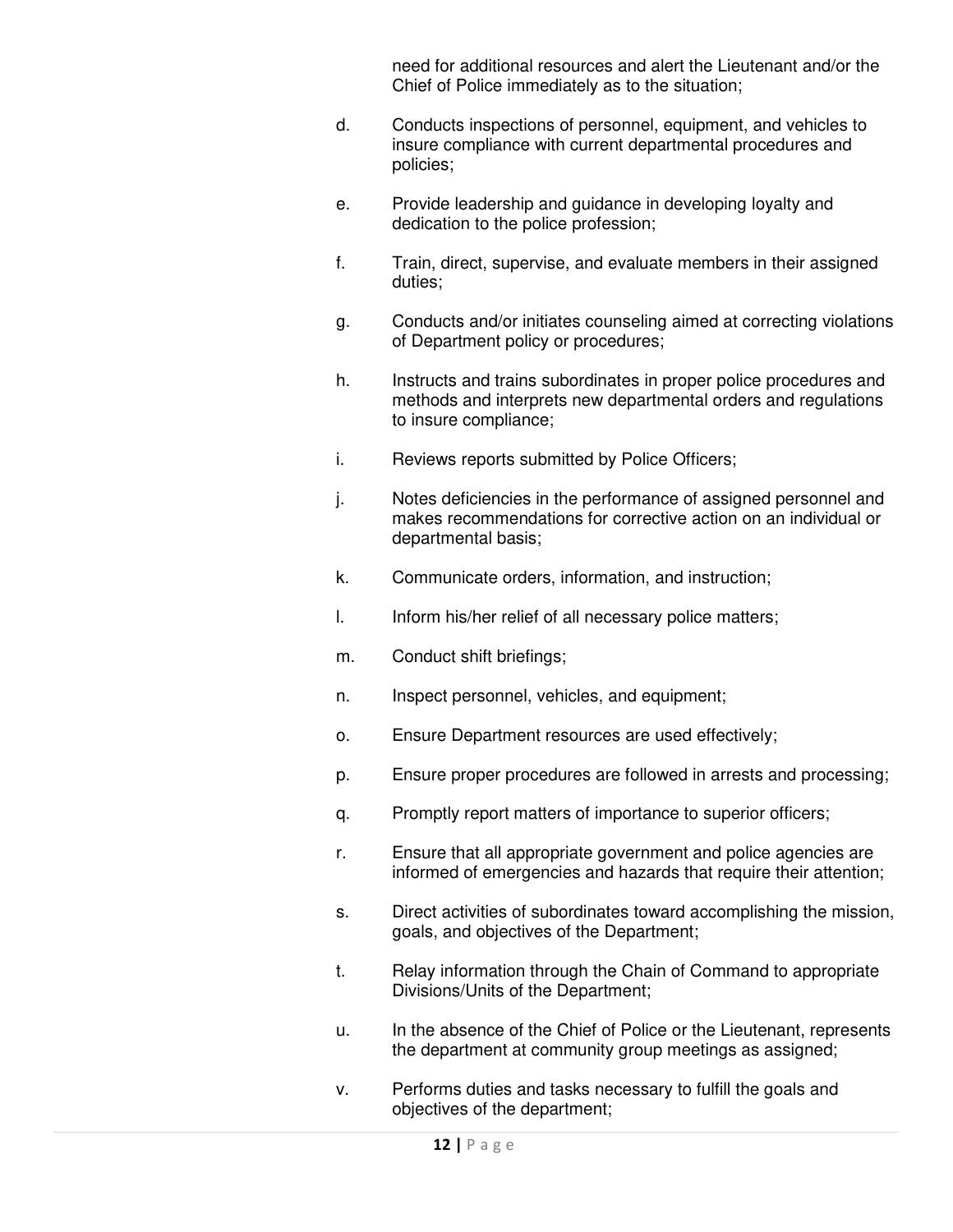need for additional resources and alert the Lieutenant and/or the Chief of Police immediately as to the situation;

d. Conducts inspections of personnel, equipment, and vehicles to insure compliance with current departmental procedures and policies;

e. Provide leadership and guidance in developing loyalty and dedication to the police profession;

f. Train, direct, supervise, and evaluate members in their assigned duties;

g. Conducts and/or initiates counseling aimed at correcting violations of Department policy or procedures;

h. Instructs and trains subordinates in proper police procedures and methods and interprets new departmental orders and regulations to insure compliance;

i. Reviews reports submitted by Police Officers;

j. Notes deficiencies in the performance of assigned personnel and makes recommendations for corrective action on an individual or departmental basis;

k. Communicate orders, information, and instruction;

l. Inform his/her relief of all necessary police matters;

m. Conduct shift briefings;

n. Inspect personnel, vehicles, and equipment;

o. Ensure Department resources are used effectively;

p. Ensure proper procedures are followed in arrests and processing;

q. Promptly report matters of importance to superior officers;

r. Ensure that all appropriate government and police agencies are informed of emergencies and hazards that require their attention;

s. Direct activities of subordinates toward accomplishing the mission, goals, and objectives of the Department;

t. Relay information through the Chain of Command to appropriate Divisions/Units of the Department;

u. In the absence of the Chief of Police or the Lieutenant, represents the department at community group meetings as assigned;

v. Performs duties and tasks necessary to fulfill the goals and objectives of the department;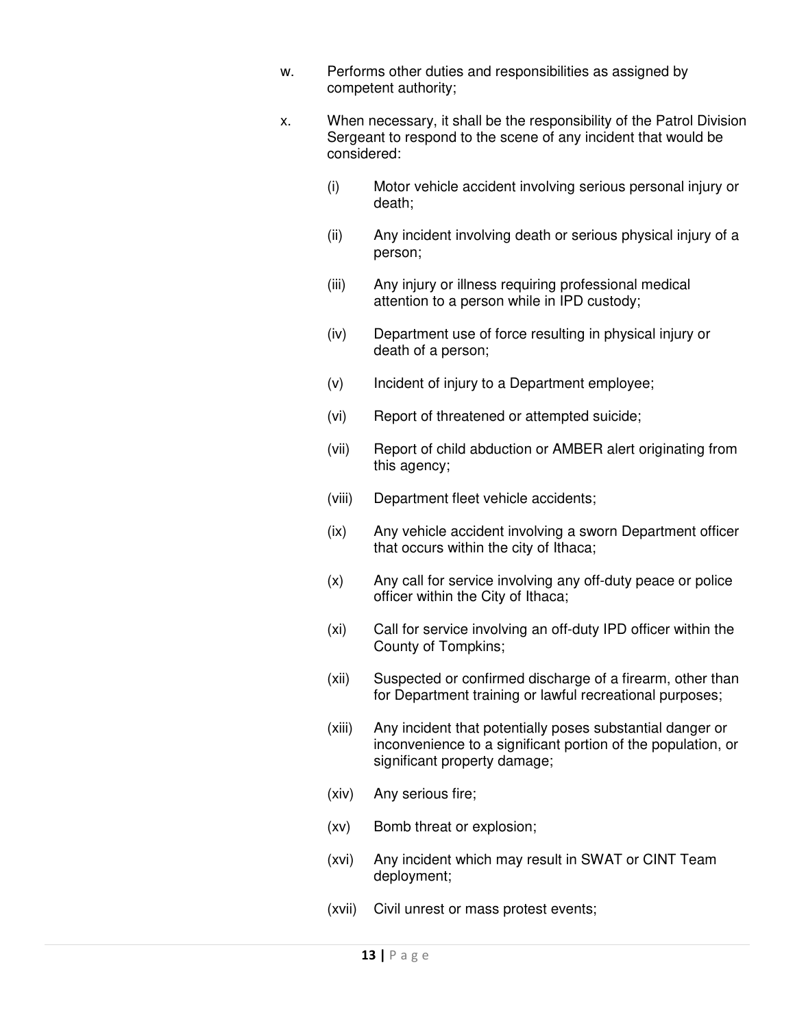w. Performs other duties and responsibilities as assigned by competent authority;

x. When necessary, it shall be the responsibility of the Patrol Division Sergeant to respond to the scene of any incident that would be considered:

   (i) Motor vehicle accident involving serious personal injury or death;

   (ii) Any incident involving death or serious physical injury of a person;

   (iii) Any injury or illness requiring professional medical attention to a person while in IPD custody;

   (iv) Department use of force resulting in physical injury or death of a person;

   (v) Incident of injury to a Department employee;

   (vi) Report of threatened or attempted suicide;

   (vii) Report of child abduction or AMBER alert originating from this agency;

   (viii) Department fleet vehicle accidents;

   (ix) Any vehicle accident involving a sworn Department officer that occurs within the city of Ithaca;

   (x) Any call for service involving any off-duty peace or police officer within the City of Ithaca;

   (xi) Call for service involving an off-duty IPD officer within the County of Tompkins;

   (xii) Suspected or confirmed discharge of a firearm, other than for Department training or lawful recreational purposes;

   (xiii) Any incident that potentially poses substantial danger or inconvenience to a significant portion of the population, or significant property damage;

   (xiv) Any serious fire;

   (xv) Bomb threat or explosion;

   (xvi) Any incident which may result in SWAT or CINT Team deployment;

   (xvii) Civil unrest or mass protest events;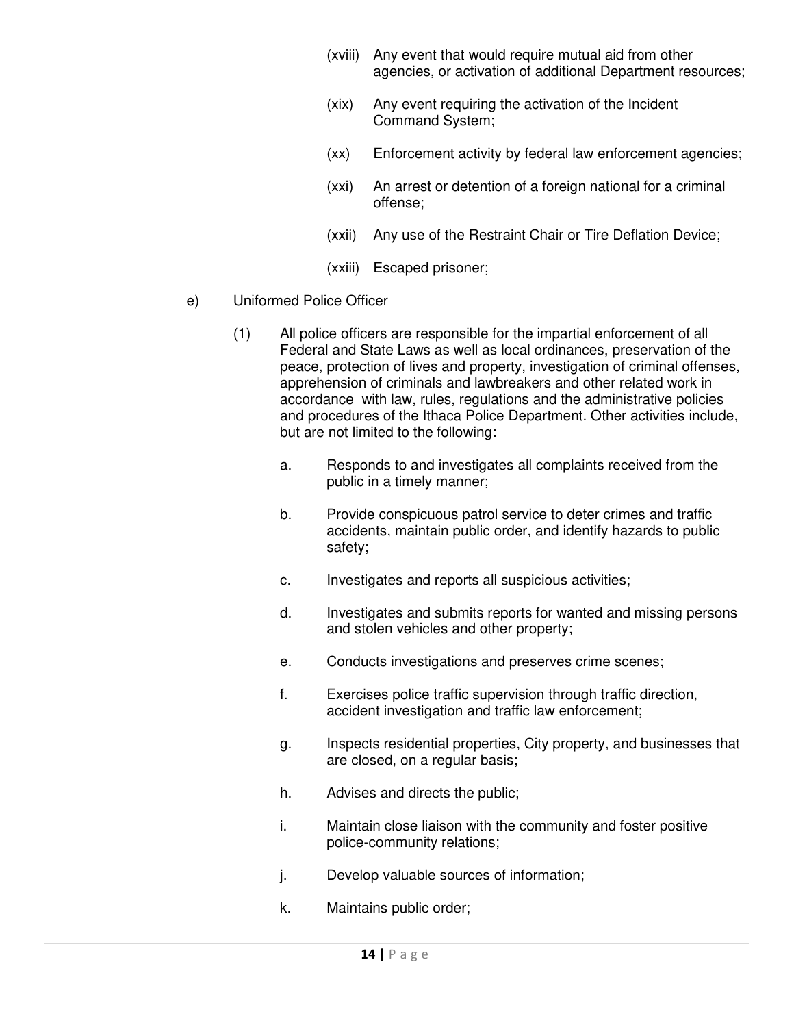(xviii) Any event that would require mutual aid from other agencies, or activation of additional Department resources;

(xix) Any event requiring the activation of the Incident Command System;

(xx) Enforcement activity by federal law enforcement agencies;

(xxi) An arrest or detention of a foreign national for a criminal offense;

(xxii) Any use of the Restraint Chair or Tire Deflation Device;

(xxiii) Escaped prisoner;

e) Uniformed Police Officer

(1) All police officers are responsible for the impartial enforcement of all Federal and State Laws as well as local ordinances, preservation of the peace, protection of lives and property, investigation of criminal offenses, apprehension of criminals and lawbreakers and other related work in accordance with law, rules, regulations and the administrative policies and procedures of the Ithaca Police Department. Other activities include, but are not limited to the following:

a. Responds to and investigates all complaints received from the public in a timely manner;

b. Provide conspicuous patrol service to deter crimes and traffic accidents, maintain public order, and identify hazards to public safety;

c. Investigates and reports all suspicious activities;

d. Investigates and submits reports for wanted and missing persons and stolen vehicles and other property;

e. Conducts investigations and preserves crime scenes;

f. Exercises police traffic supervision through traffic direction, accident investigation and traffic law enforcement;

g. Inspects residential properties, City property, and businesses that are closed, on a regular basis;

h. Advises and directs the public;

i. Maintain close liaison with the community and foster positive police-community relations;

j. Develop valuable sources of information;

k. Maintains public order;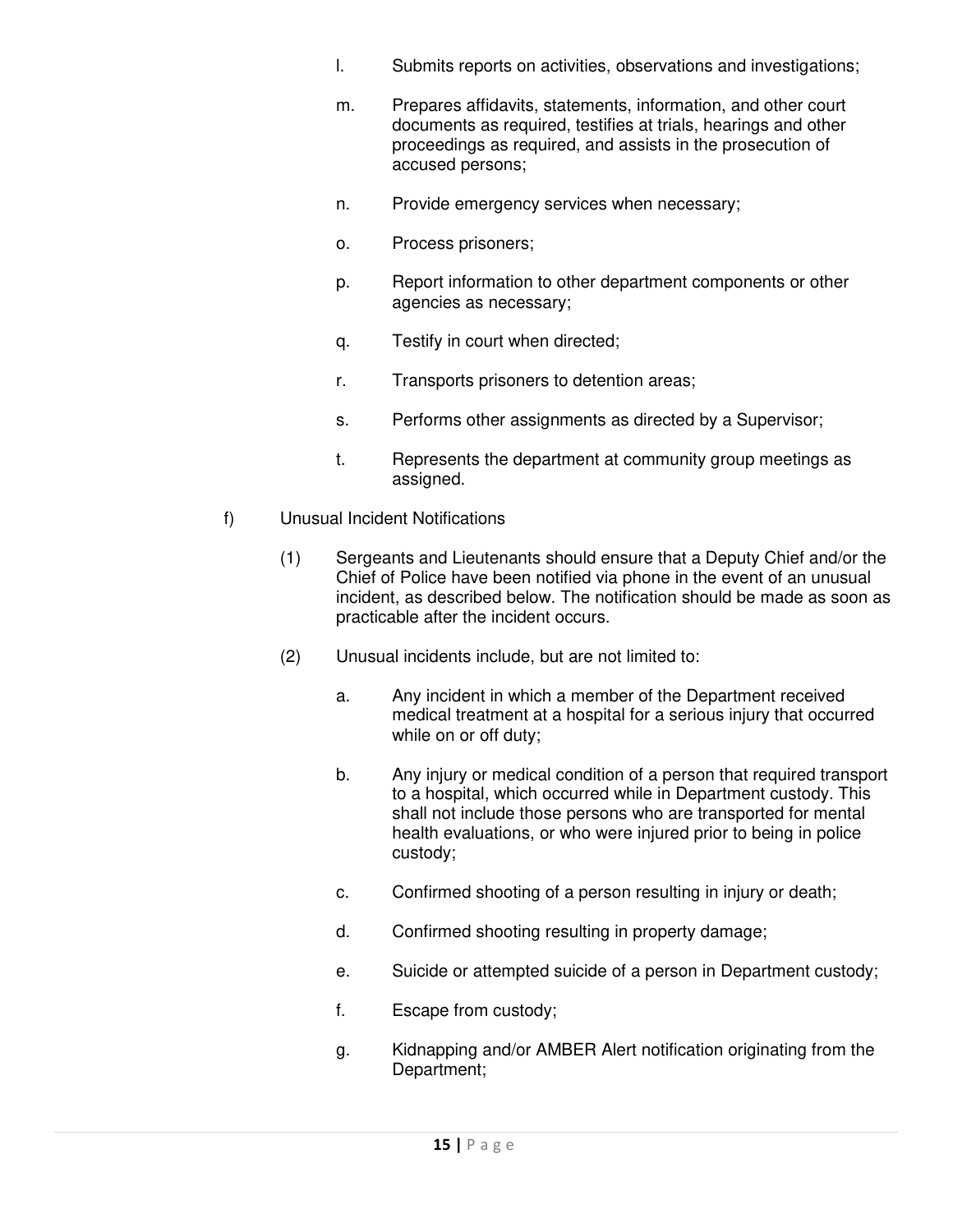l. Submits reports on activities, observations and investigations;

m. Prepares affidavits, statements, information, and other court documents as required, testifies at trials, hearings and other proceedings as required, and assists in the prosecution of accused persons;

n. Provide emergency services when necessary;

o. Process prisoners;

p. Report information to other department components or other agencies as necessary;

q. Testify in court when directed;

r. Transports prisoners to detention areas;

s. Performs other assignments as directed by a Supervisor;

t. Represents the department at community group meetings as assigned.

f) Unusual Incident Notifications

(1) Sergeants and Lieutenants should ensure that a Deputy Chief and/or the Chief of Police have been notified via phone in the event of an unusual incident, as described below. The notification should be made as soon as practicable after the incident occurs.

(2) Unusual incidents include, but are not limited to:

a. Any incident in which a member of the Department received medical treatment at a hospital for a serious injury that occurred while on or off duty;

b. Any injury or medical condition of a person that required transport to a hospital, which occurred while in Department custody. This shall not include those persons who are transported for mental health evaluations, or who were injured prior to being in police custody;

c. Confirmed shooting of a person resulting in injury or death;

d. Confirmed shooting resulting in property damage;

e. Suicide or attempted suicide of a person in Department custody;

f. Escape from custody;

g. Kidnapping and/or AMBER Alert notification originating from the Department;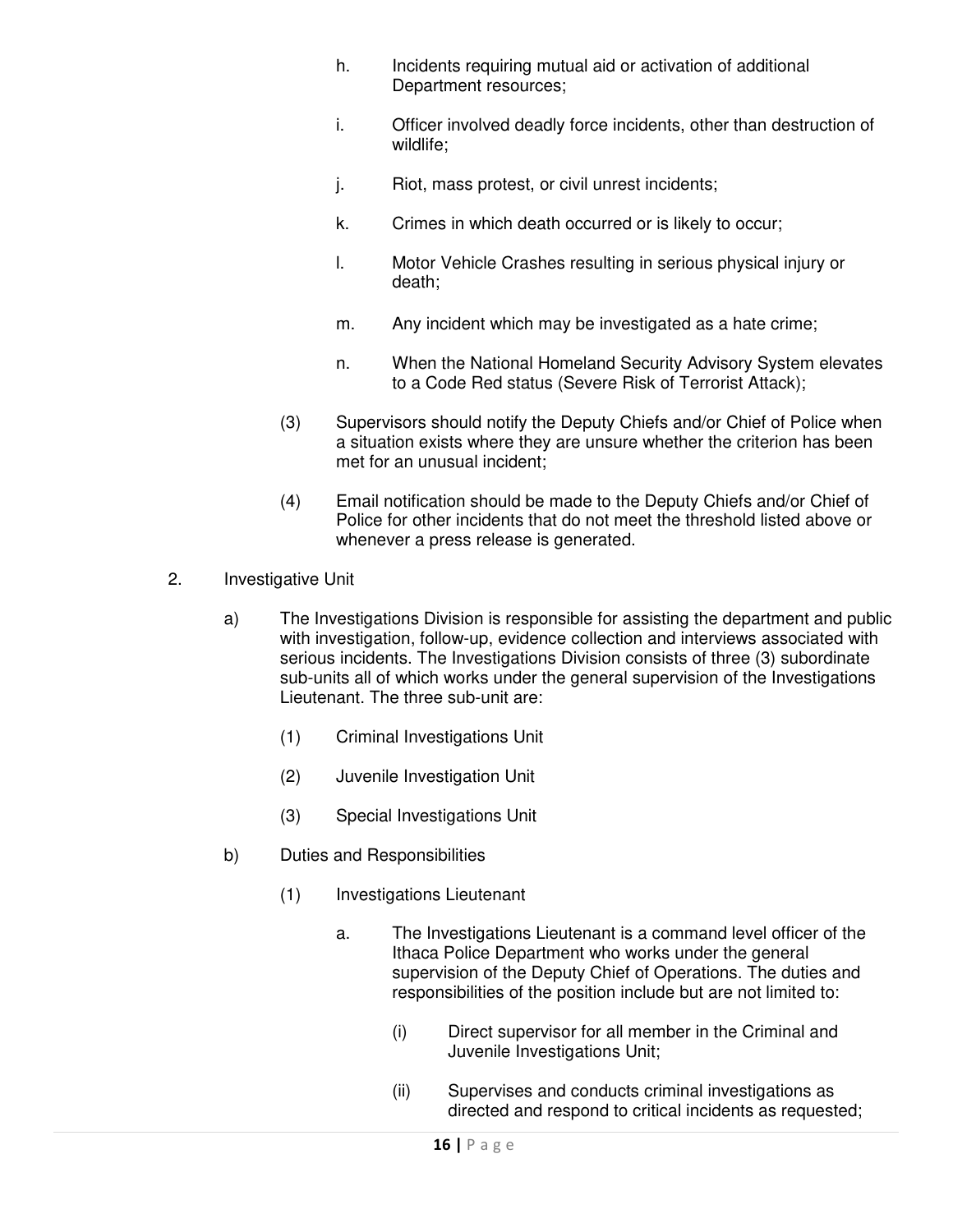h. Incidents requiring mutual aid or activation of additional Department resources;

i. Officer involved deadly force incidents, other than destruction of wildlife;

j. Riot, mass protest, or civil unrest incidents;

k. Crimes in which death occurred or is likely to occur;

l. Motor Vehicle Crashes resulting in serious physical injury or death;

m. Any incident which may be investigated as a hate crime;

n. When the National Homeland Security Advisory System elevates to a Code Red status (Severe Risk of Terrorist Attack);

(3) Supervisors should notify the Deputy Chiefs and/or Chief of Police when a situation exists where they are unsure whether the criterion has been met for an unusual incident;

(4) Email notification should be made to the Deputy Chiefs and/or Chief of Police for other incidents that do not meet the threshold listed above or whenever a press release is generated.

2. Investigative Unit

a) The Investigations Division is responsible for assisting the department and public with investigation, follow-up, evidence collection and interviews associated with serious incidents. The Investigations Division consists of three (3) subordinate sub-units all of which works under the general supervision of the Investigations Lieutenant. The three sub-unit are:

(1) Criminal Investigations Unit

(2) Juvenile Investigation Unit

(3) Special Investigations Unit

b) Duties and Responsibilities

(1) Investigations Lieutenant

a. The Investigations Lieutenant is a command level officer of the Ithaca Police Department who works under the general supervision of the Deputy Chief of Operations. The duties and responsibilities of the position include but are not limited to:

(i) Direct supervisor for all member in the Criminal and Juvenile Investigations Unit;

(ii) Supervises and conducts criminal investigations as directed and respond to critical incidents as requested;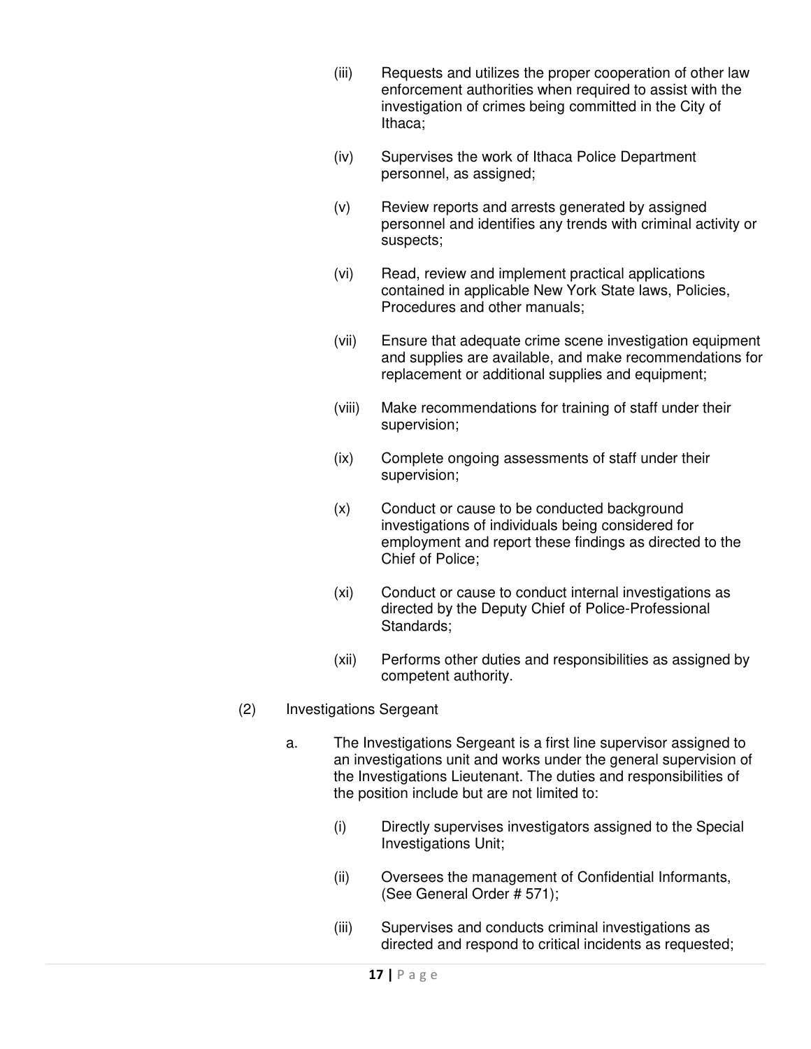(iii) Requests and utilizes the proper cooperation of other law enforcement authorities when required to assist with the investigation of crimes being committed in the City of Ithaca;

(iv) Supervises the work of Ithaca Police Department personnel, as assigned;

(v) Review reports and arrests generated by assigned personnel and identifies any trends with criminal activity or suspects;

(vi) Read, review and implement practical applications contained in applicable New York State laws, Policies, Procedures and other manuals;

(vii) Ensure that adequate crime scene investigation equipment and supplies are available, and make recommendations for replacement or additional supplies and equipment;

(viii) Make recommendations for training of staff under their supervision;

(ix) Complete ongoing assessments of staff under their supervision;

(x) Conduct or cause to be conducted background investigations of individuals being considered for employment and report these findings as directed to the Chief of Police;

(xi) Conduct or cause to conduct internal investigations as directed by the Deputy Chief of Police-Professional Standards;

(xii) Performs other duties and responsibilities as assigned by competent authority.

(2) Investigations Sergeant

a. The Investigations Sergeant is a first line supervisor assigned to an investigations unit and works under the general supervision of the Investigations Lieutenant. The duties and responsibilities of the position include but are not limited to:

(i) Directly supervises investigators assigned to the Special Investigations Unit;

(ii) Oversees the management of Confidential Informants, (See General Order # 571);

(iii) Supervises and conducts criminal investigations as directed and respond to critical incidents as requested;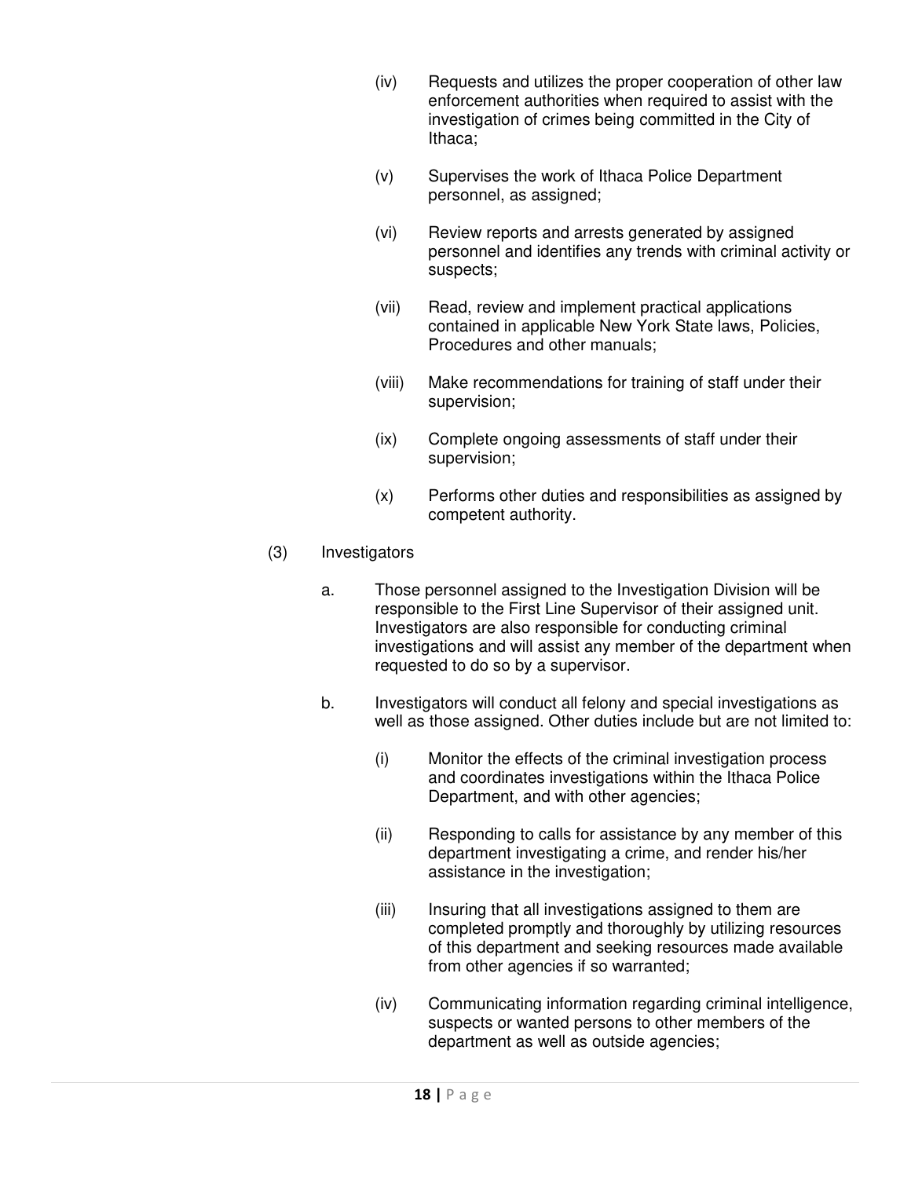(iv) Requests and utilizes the proper cooperation of other law enforcement authorities when required to assist with the investigation of crimes being committed in the City of Ithaca;

(v) Supervises the work of Ithaca Police Department personnel, as assigned;

(vi) Review reports and arrests generated by assigned personnel and identifies any trends with criminal activity or suspects;

(vii) Read, review and implement practical applications contained in applicable New York State laws, Policies, Procedures and other manuals;

(viii) Make recommendations for training of staff under their supervision;

(ix) Complete ongoing assessments of staff under their supervision;

(x) Performs other duties and responsibilities as assigned by competent authority.

(3) Investigators

a. Those personnel assigned to the Investigation Division will be responsible to the First Line Supervisor of their assigned unit. Investigators are also responsible for conducting criminal investigations and will assist any member of the department when requested to do so by a supervisor.

b. Investigators will conduct all felony and special investigations as well as those assigned. Other duties include but are not limited to:

(i) Monitor the effects of the criminal investigation process and coordinates investigations within the Ithaca Police Department, and with other agencies;

(ii) Responding to calls for assistance by any member of this department investigating a crime, and render his/her assistance in the investigation;

(iii) Insuring that all investigations assigned to them are completed promptly and thoroughly by utilizing resources of this department and seeking resources made available from other agencies if so warranted;

(iv) Communicating information regarding criminal intelligence, suspects or wanted persons to other members of the department as well as outside agencies;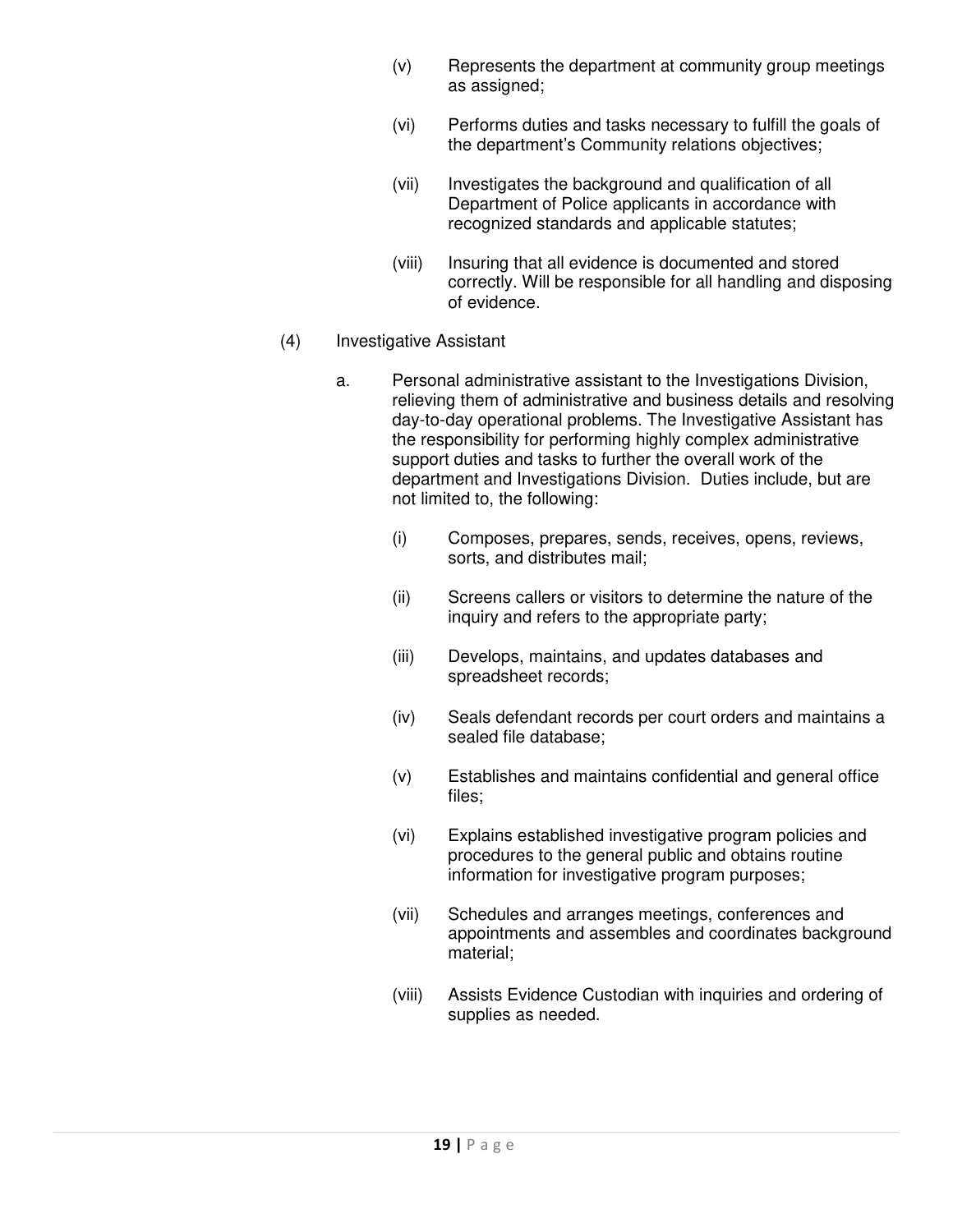(v) Represents the department at community group meetings as assigned;

(vi) Performs duties and tasks necessary to fulfill the goals of the department's Community relations objectives;

(vii) Investigates the background and qualification of all Department of Police applicants in accordance with recognized standards and applicable statutes;

(viii) Insuring that all evidence is documented and stored correctly. Will be responsible for all handling and disposing of evidence.

(4) Investigative Assistant

a. Personal administrative assistant to the Investigations Division, relieving them of administrative and business details and resolving day-to-day operational problems. The Investigative Assistant has the responsibility for performing highly complex administrative support duties and tasks to further the overall work of the department and Investigations Division. Duties include, but are not limited to, the following:

(i) Composes, prepares, sends, receives, opens, reviews, sorts, and distributes mail;

(ii) Screens callers or visitors to determine the nature of the inquiry and refers to the appropriate party;

(iii) Develops, maintains, and updates databases and spreadsheet records;

(iv) Seals defendant records per court orders and maintains a sealed file database;

(v) Establishes and maintains confidential and general office files;

(vi) Explains established investigative program policies and procedures to the general public and obtains routine information for investigative program purposes;

(vii) Schedules and arranges meetings, conferences and appointments and assembles and coordinates background material;

(viii) Assists Evidence Custodian with inquiries and ordering of supplies as needed.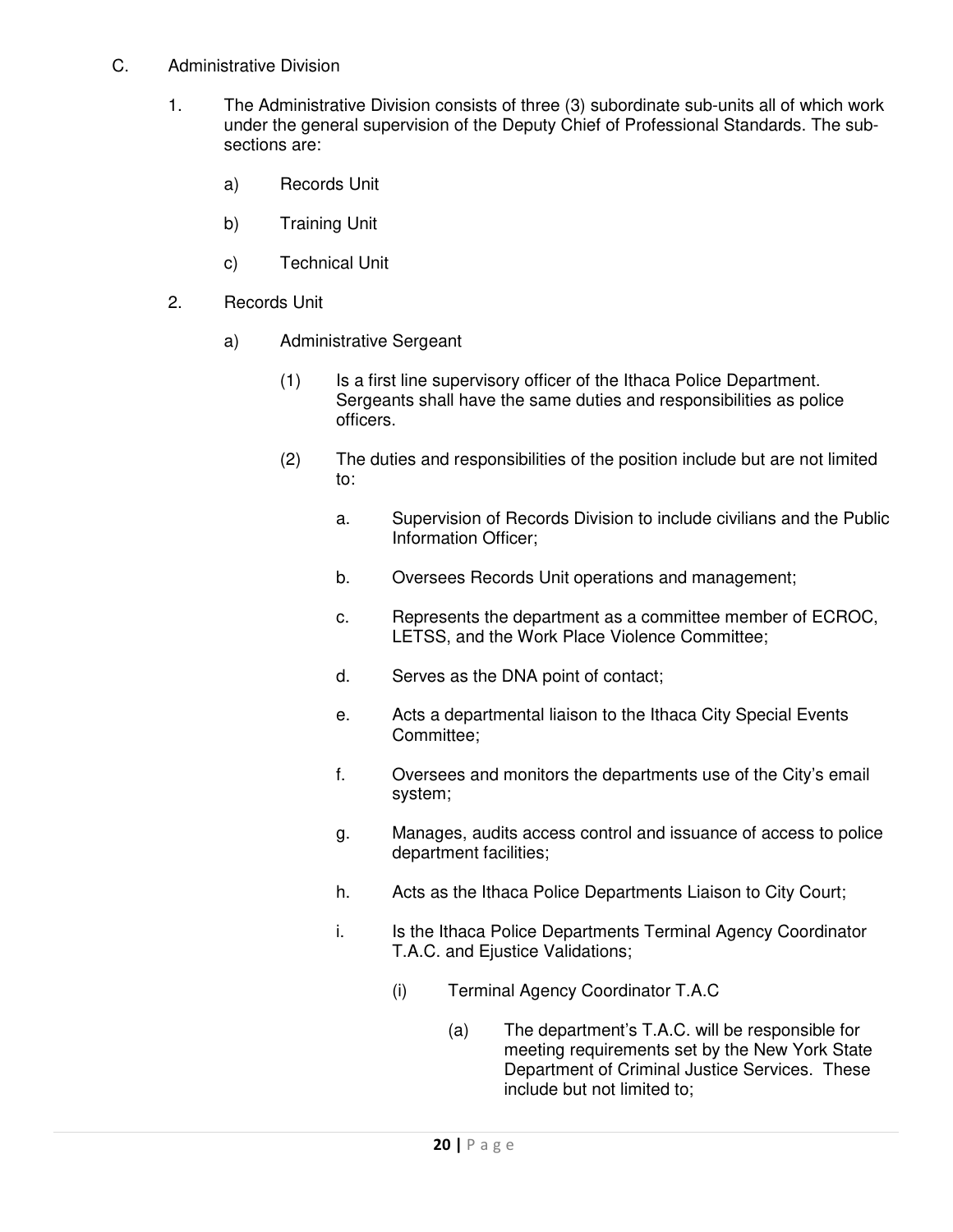C. Administrative Division

1. The Administrative Division consists of three (3) subordinate sub-units all of which work under the general supervision of the Deputy Chief of Professional Standards. The sub-sections are:

   a) Records Unit

   b) Training Unit

   c) Technical Unit

2. Records Unit

   a) Administrative Sergeant

      (1) Is a first line supervisory officer of the Ithaca Police Department. Sergeants shall have the same duties and responsibilities as police officers.

      (2) The duties and responsibilities of the position include but are not limited to:

         a. Supervision of Records Division to include civilians and the Public Information Officer;

         b. Oversees Records Unit operations and management;

         c. Represents the department as a committee member of ECROC, LETSS, and the Work Place Violence Committee;

         d. Serves as the DNA point of contact;

         e. Acts a departmental liaison to the Ithaca City Special Events Committee;

         f. Oversees and monitors the departments use of the City's email system;

         g. Manages, audits access control and issuance of access to police department facilities;

         h. Acts as the Ithaca Police Departments Liaison to City Court;

         i. Is the Ithaca Police Departments Terminal Agency Coordinator T.A.C. and Ejustice Validations;

            (i) Terminal Agency Coordinator T.A.C

               (a) The department's T.A.C. will be responsible for meeting requirements set by the New York State Department of Criminal Justice Services. These include but not limited to;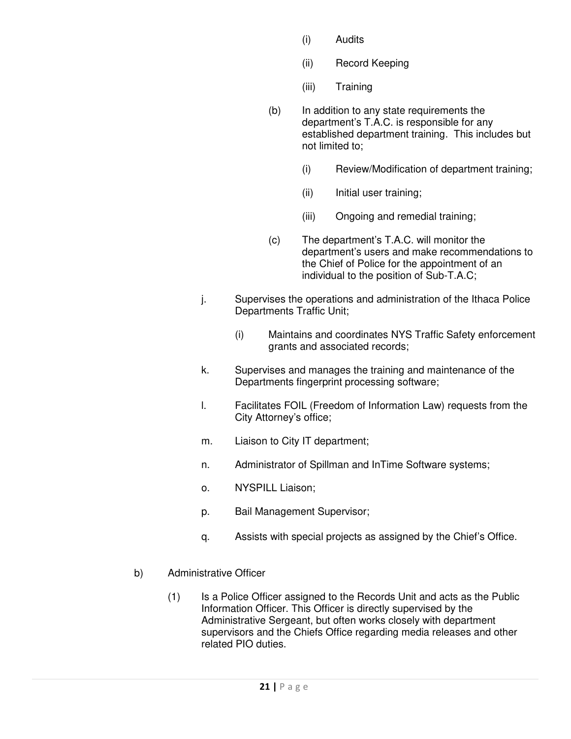(i) Audits

(ii) Record Keeping

(iii) Training

(b) In addition to any state requirements the department's T.A.C. is responsible for any established department training. This includes but not limited to;

(i) Review/Modification of department training;

(ii) Initial user training;

(iii) Ongoing and remedial training;

(c) The department's T.A.C. will monitor the department's users and make recommendations to the Chief of Police for the appointment of an individual to the position of Sub-T.A.C;

j. Supervises the operations and administration of the Ithaca Police Departments Traffic Unit;

(i) Maintains and coordinates NYS Traffic Safety enforcement grants and associated records;

k. Supervises and manages the training and maintenance of the Departments fingerprint processing software;

l. Facilitates FOIL (Freedom of Information Law) requests from the City Attorney's office;

m. Liaison to City IT department;

n. Administrator of Spillman and InTime Software systems;

o. NYSPILL Liaison;

p. Bail Management Supervisor;

q. Assists with special projects as assigned by the Chief's Office.

b) Administrative Officer

(1) Is a Police Officer assigned to the Records Unit and acts as the Public Information Officer. This Officer is directly supervised by the Administrative Sergeant, but often works closely with department supervisors and the Chiefs Office regarding media releases and other related PIO duties.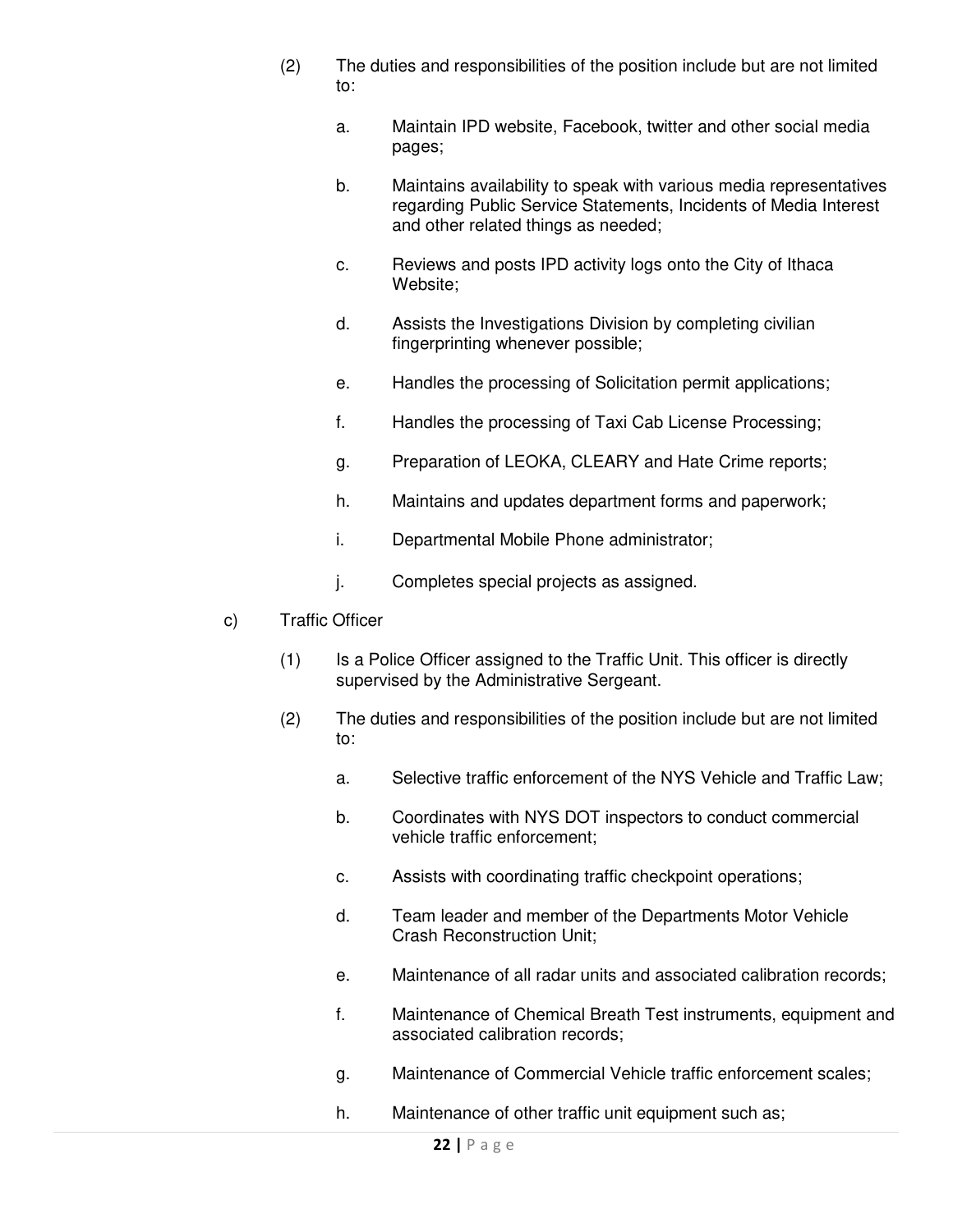(2) The duties and responsibilities of the position include but are not limited to:

   a. Maintain IPD website, Facebook, twitter and other social media pages;

   b. Maintains availability to speak with various media representatives regarding Public Service Statements, Incidents of Media Interest and other related things as needed;

   c. Reviews and posts IPD activity logs onto the City of Ithaca Website;

   d. Assists the Investigations Division by completing civilian fingerprinting whenever possible;

   e. Handles the processing of Solicitation permit applications;

   f. Handles the processing of Taxi Cab License Processing;

   g. Preparation of LEOKA, CLEARY and Hate Crime reports;

   h. Maintains and updates department forms and paperwork;

   i. Departmental Mobile Phone administrator;

   j. Completes special projects as assigned.

c) Traffic Officer

(1) Is a Police Officer assigned to the Traffic Unit. This officer is directly supervised by the Administrative Sergeant.

(2) The duties and responsibilities of the position include but are not limited to:

   a. Selective traffic enforcement of the NYS Vehicle and Traffic Law;

   b. Coordinates with NYS DOT inspectors to conduct commercial vehicle traffic enforcement;

   c. Assists with coordinating traffic checkpoint operations;

   d. Team leader and member of the Departments Motor Vehicle Crash Reconstruction Unit;

   e. Maintenance of all radar units and associated calibration records;

   f. Maintenance of Chemical Breath Test instruments, equipment and associated calibration records;

   g. Maintenance of Commercial Vehicle traffic enforcement scales;

   h. Maintenance of other traffic unit equipment such as;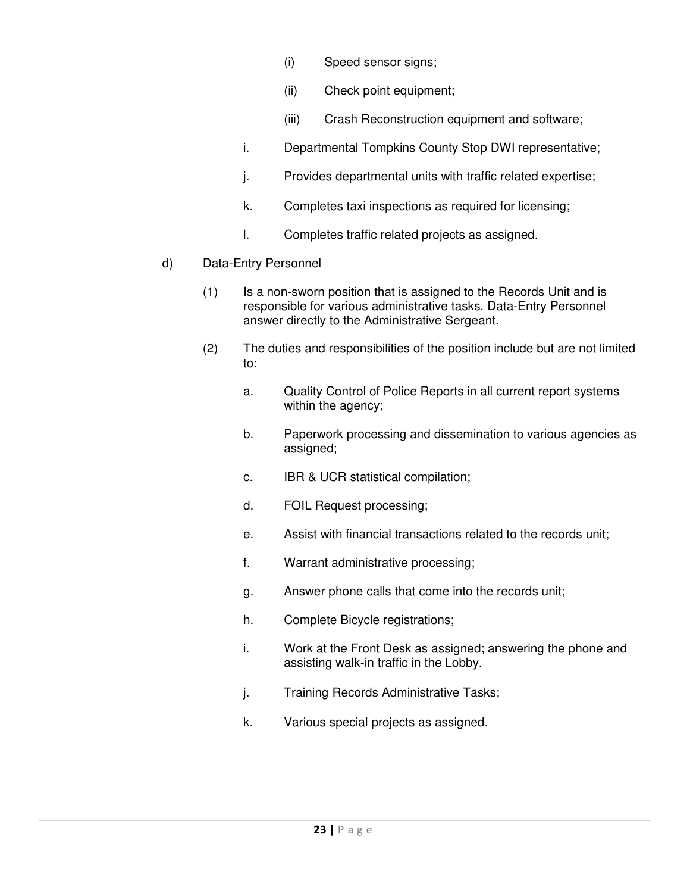(i) Speed sensor signs;

(ii) Check point equipment;

(iii) Crash Reconstruction equipment and software;

i. Departmental Tompkins County Stop DWI representative;

j. Provides departmental units with traffic related expertise;

k. Completes taxi inspections as required for licensing;

l. Completes traffic related projects as assigned.

d) Data-Entry Personnel

(1) Is a non-sworn position that is assigned to the Records Unit and is responsible for various administrative tasks. Data-Entry Personnel answer directly to the Administrative Sergeant.

(2) The duties and responsibilities of the position include but are not limited to:

a. Quality Control of Police Reports in all current report systems within the agency;

b. Paperwork processing and dissemination to various agencies as assigned;

c. IBR & UCR statistical compilation;

d. FOIL Request processing;

e. Assist with financial transactions related to the records unit;

f. Warrant administrative processing;

g. Answer phone calls that come into the records unit;

h. Complete Bicycle registrations;

i. Work at the Front Desk as assigned; answering the phone and assisting walk-in traffic in the Lobby.

j. Training Records Administrative Tasks;

k. Various special projects as assigned.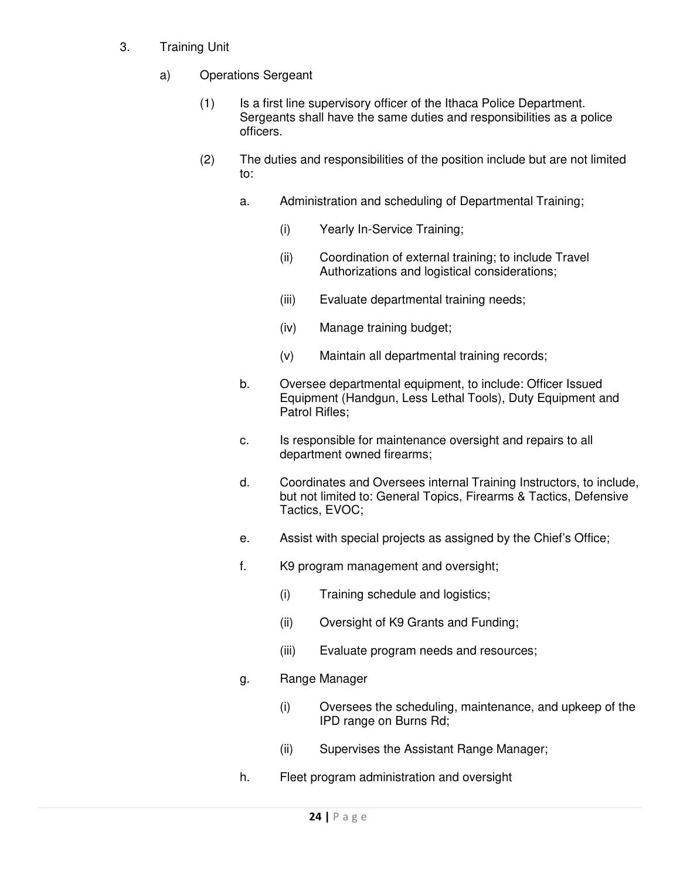3. Training Unit

   a) Operations Sergeant

      (1) Is a first line supervisory officer of the Ithaca Police Department. Sergeants shall have the same duties and responsibilities as a police officers.

      (2) The duties and responsibilities of the position include but are not limited to:

         a. Administration and scheduling of Departmental Training;

            (i) Yearly In-Service Training;

            (ii) Coordination of external training; to include Travel Authorizations and logistical considerations;

            (iii) Evaluate departmental training needs;

            (iv) Manage training budget;

            (v) Maintain all departmental training records;

         b. Oversee departmental equipment, to include: Officer Issued Equipment (Handgun, Less Lethal Tools), Duty Equipment and Patrol Rifles;

         c. Is responsible for maintenance oversight and repairs to all department owned firearms;

         d. Coordinates and Oversees internal Training Instructors, to include, but not limited to: General Topics, Firearms & Tactics, Defensive Tactics, EVOC;

         e. Assist with special projects as assigned by the Chief's Office;

         f. K9 program management and oversight;

            (i) Training schedule and logistics;

            (ii) Oversight of K9 Grants and Funding;

            (iii) Evaluate program needs and resources;

         g. Range Manager

            (i) Oversees the scheduling, maintenance, and upkeep of the IPD range on Burns Rd;

            (ii) Supervises the Assistant Range Manager;

         h. Fleet program administration and oversight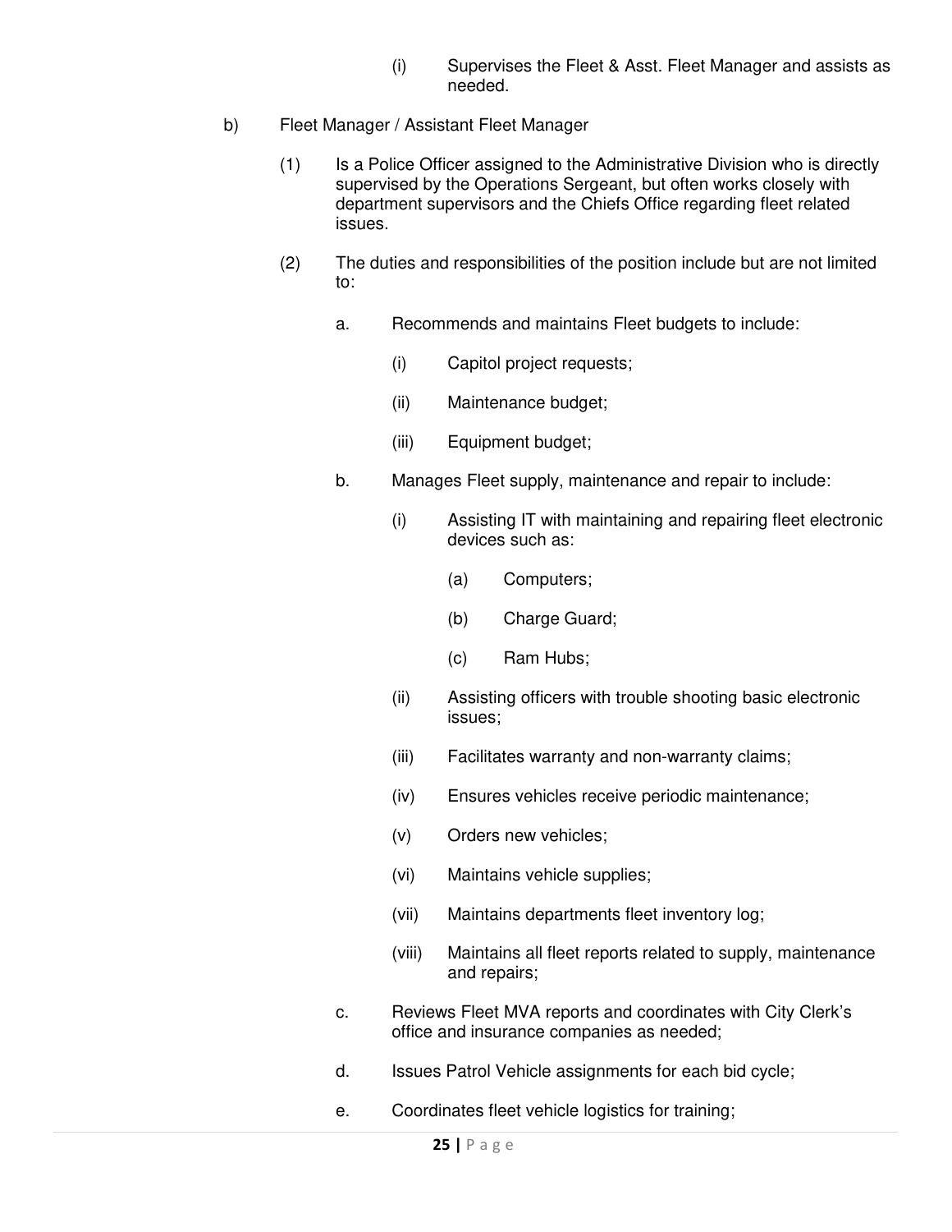(i) Supervises the Fleet & Asst. Fleet Manager and assists as needed.

b) Fleet Manager / Assistant Fleet Manager

(1) Is a Police Officer assigned to the Administrative Division who is directly supervised by the Operations Sergeant, but often works closely with department supervisors and the Chiefs Office regarding fleet related issues.

(2) The duties and responsibilities of the position include but are not limited to:

a. Recommends and maintains Fleet budgets to include:

(i) Capitol project requests;

(ii) Maintenance budget;

(iii) Equipment budget;

b. Manages Fleet supply, maintenance and repair to include:

(i) Assisting IT with maintaining and repairing fleet electronic devices such as:

(a) Computers;

(b) Charge Guard;

(c) Ram Hubs;

(ii) Assisting officers with trouble shooting basic electronic issues;

(iii) Facilitates warranty and non-warranty claims;

(iv) Ensures vehicles receive periodic maintenance;

(v) Orders new vehicles;

(vi) Maintains vehicle supplies;

(vii) Maintains departments fleet inventory log;

(viii) Maintains all fleet reports related to supply, maintenance and repairs;

c. Reviews Fleet MVA reports and coordinates with City Clerk's office and insurance companies as needed;

d. Issues Patrol Vehicle assignments for each bid cycle;

e. Coordinates fleet vehicle logistics for training;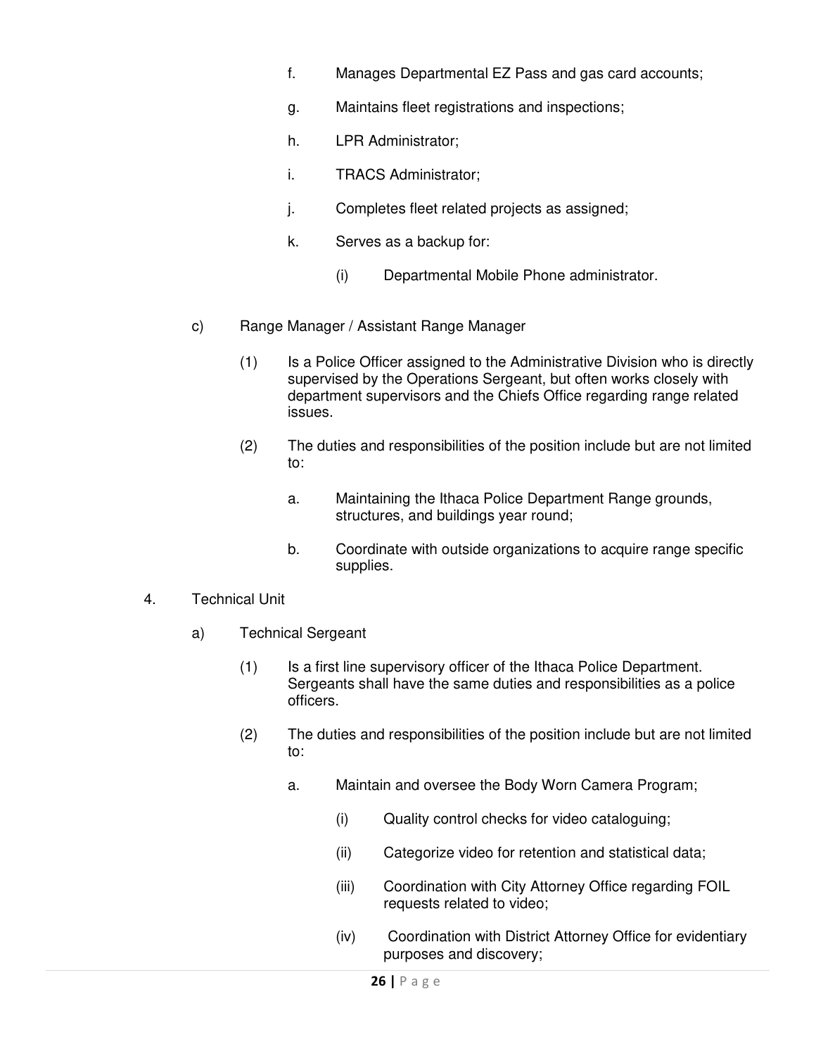f. Manages Departmental EZ Pass and gas card accounts;

g. Maintains fleet registrations and inspections;

h. LPR Administrator;

i. TRACS Administrator;

j. Completes fleet related projects as assigned;

k. Serves as a backup for:

(i) Departmental Mobile Phone administrator.

c) Range Manager / Assistant Range Manager

(1) Is a Police Officer assigned to the Administrative Division who is directly supervised by the Operations Sergeant, but often works closely with department supervisors and the Chiefs Office regarding range related issues.

(2) The duties and responsibilities of the position include but are not limited to:

a. Maintaining the Ithaca Police Department Range grounds, structures, and buildings year round;

b. Coordinate with outside organizations to acquire range specific supplies.

4. Technical Unit

a) Technical Sergeant

(1) Is a first line supervisory officer of the Ithaca Police Department. Sergeants shall have the same duties and responsibilities as a police officers.

(2) The duties and responsibilities of the position include but are not limited to:

a. Maintain and oversee the Body Worn Camera Program;

(i) Quality control checks for video cataloguing;

(ii) Categorize video for retention and statistical data;

(iii) Coordination with City Attorney Office regarding FOIL requests related to video;

(iv) Coordination with District Attorney Office for evidentiary purposes and discovery;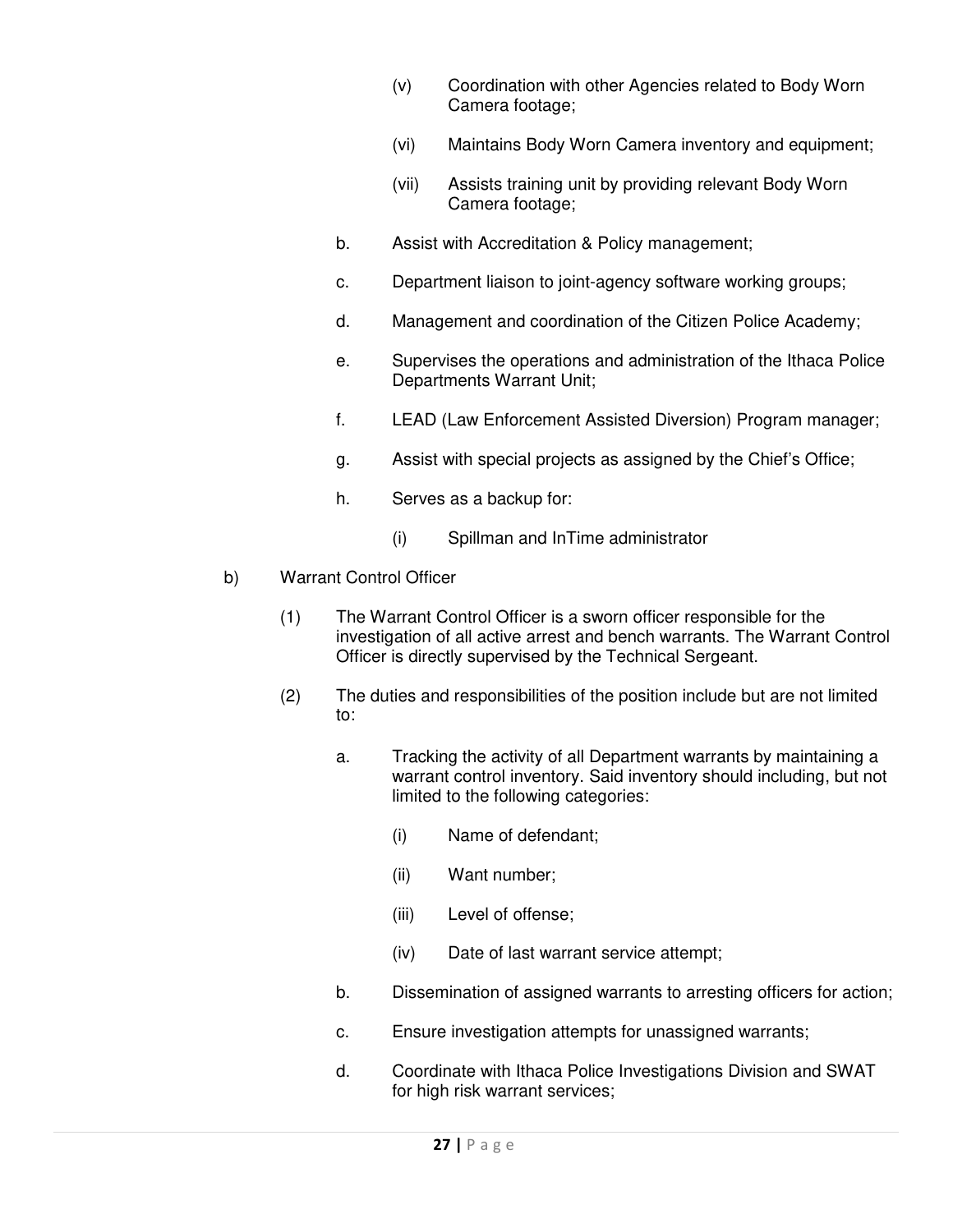(v) Coordination with other Agencies related to Body Worn Camera footage;

(vi) Maintains Body Worn Camera inventory and equipment;

(vii) Assists training unit by providing relevant Body Worn Camera footage;

b. Assist with Accreditation & Policy management;

c. Department liaison to joint-agency software working groups;

d. Management and coordination of the Citizen Police Academy;

e. Supervises the operations and administration of the Ithaca Police Departments Warrant Unit;

f. LEAD (Law Enforcement Assisted Diversion) Program manager;

g. Assist with special projects as assigned by the Chief's Office;

h. Serves as a backup for:

(i) Spillman and InTime administrator

b) Warrant Control Officer

(1) The Warrant Control Officer is a sworn officer responsible for the investigation of all active arrest and bench warrants. The Warrant Control Officer is directly supervised by the Technical Sergeant.

(2) The duties and responsibilities of the position include but are not limited to:

a. Tracking the activity of all Department warrants by maintaining a warrant control inventory. Said inventory should including, but not limited to the following categories:

(i) Name of defendant;

(ii) Want number;

(iii) Level of offense;

(iv) Date of last warrant service attempt;

b. Dissemination of assigned warrants to arresting officers for action;

c. Ensure investigation attempts for unassigned warrants;

d. Coordinate with Ithaca Police Investigations Division and SWAT for high risk warrant services;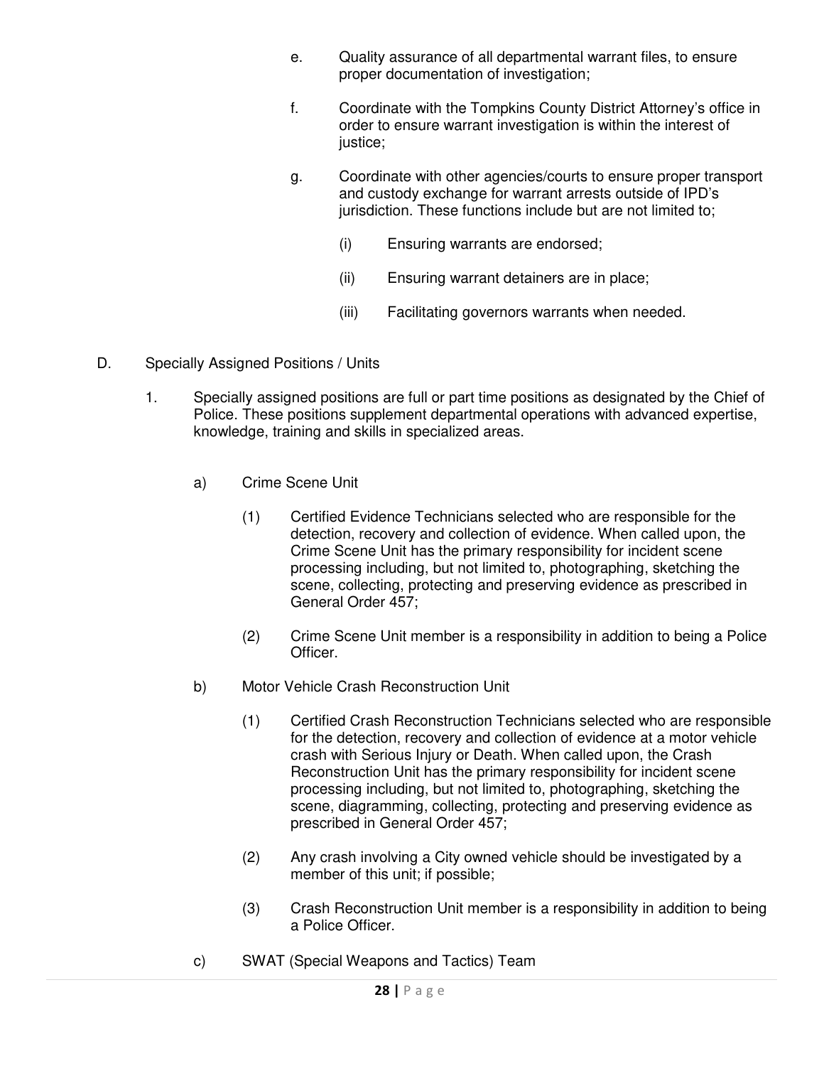e. Quality assurance of all departmental warrant files, to ensure proper documentation of investigation;

f. Coordinate with the Tompkins County District Attorney's office in order to ensure warrant investigation is within the interest of justice;

g. Coordinate with other agencies/courts to ensure proper transport and custody exchange for warrant arrests outside of IPD's jurisdiction. These functions include but are not limited to;

(i) Ensuring warrants are endorsed;

(ii) Ensuring warrant detainers are in place;

(iii) Facilitating governors warrants when needed.

D. Specially Assigned Positions / Units

1. Specially assigned positions are full or part time positions as designated by the Chief of Police. These positions supplement departmental operations with advanced expertise, knowledge, training and skills in specialized areas.

a) Crime Scene Unit

(1) Certified Evidence Technicians selected who are responsible for the detection, recovery and collection of evidence. When called upon, the Crime Scene Unit has the primary responsibility for incident scene processing including, but not limited to, photographing, sketching the scene, collecting, protecting and preserving evidence as prescribed in General Order 457;

(2) Crime Scene Unit member is a responsibility in addition to being a Police Officer.

b) Motor Vehicle Crash Reconstruction Unit

(1) Certified Crash Reconstruction Technicians selected who are responsible for the detection, recovery and collection of evidence at a motor vehicle crash with Serious Injury or Death. When called upon, the Crash Reconstruction Unit has the primary responsibility for incident scene processing including, but not limited to, photographing, sketching the scene, diagramming, collecting, protecting and preserving evidence as prescribed in General Order 457;

(2) Any crash involving a City owned vehicle should be investigated by a member of this unit; if possible;

(3) Crash Reconstruction Unit member is a responsibility in addition to being a Police Officer.

c) SWAT (Special Weapons and Tactics) Team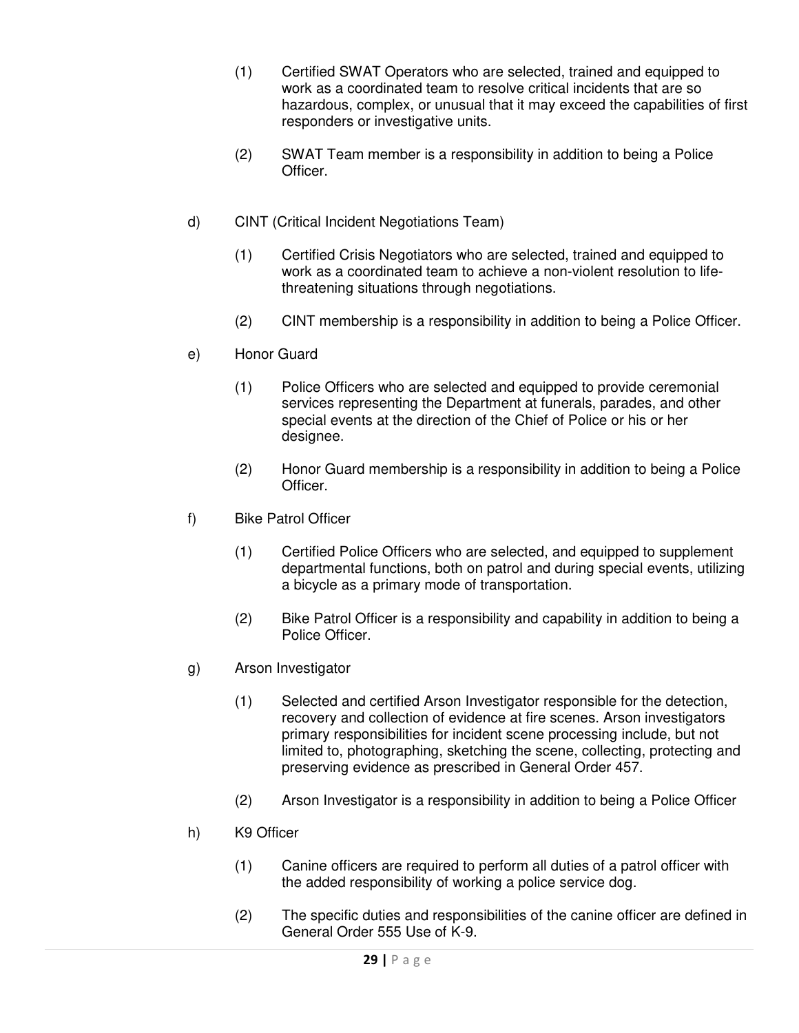(1) Certified SWAT Operators who are selected, trained and equipped to work as a coordinated team to resolve critical incidents that are so hazardous, complex, or unusual that it may exceed the capabilities of first responders or investigative units.

(2) SWAT Team member is a responsibility in addition to being a Police Officer.

d) CINT (Critical Incident Negotiations Team)

(1) Certified Crisis Negotiators who are selected, trained and equipped to work as a coordinated team to achieve a non-violent resolution to life-threatening situations through negotiations.

(2) CINT membership is a responsibility in addition to being a Police Officer.

e) Honor Guard

(1) Police Officers who are selected and equipped to provide ceremonial services representing the Department at funerals, parades, and other special events at the direction of the Chief of Police or his or her designee.

(2) Honor Guard membership is a responsibility in addition to being a Police Officer.

f) Bike Patrol Officer

(1) Certified Police Officers who are selected, and equipped to supplement departmental functions, both on patrol and during special events, utilizing a bicycle as a primary mode of transportation.

(2) Bike Patrol Officer is a responsibility and capability in addition to being a Police Officer.

g) Arson Investigator

(1) Selected and certified Arson Investigator responsible for the detection, recovery and collection of evidence at fire scenes. Arson investigators primary responsibilities for incident scene processing include, but not limited to, photographing, sketching the scene, collecting, protecting and preserving evidence as prescribed in General Order 457.

(2) Arson Investigator is a responsibility in addition to being a Police Officer

h) K9 Officer

(1) Canine officers are required to perform all duties of a patrol officer with the added responsibility of working a police service dog.

(2) The specific duties and responsibilities of the canine officer are defined in General Order 555 Use of K-9.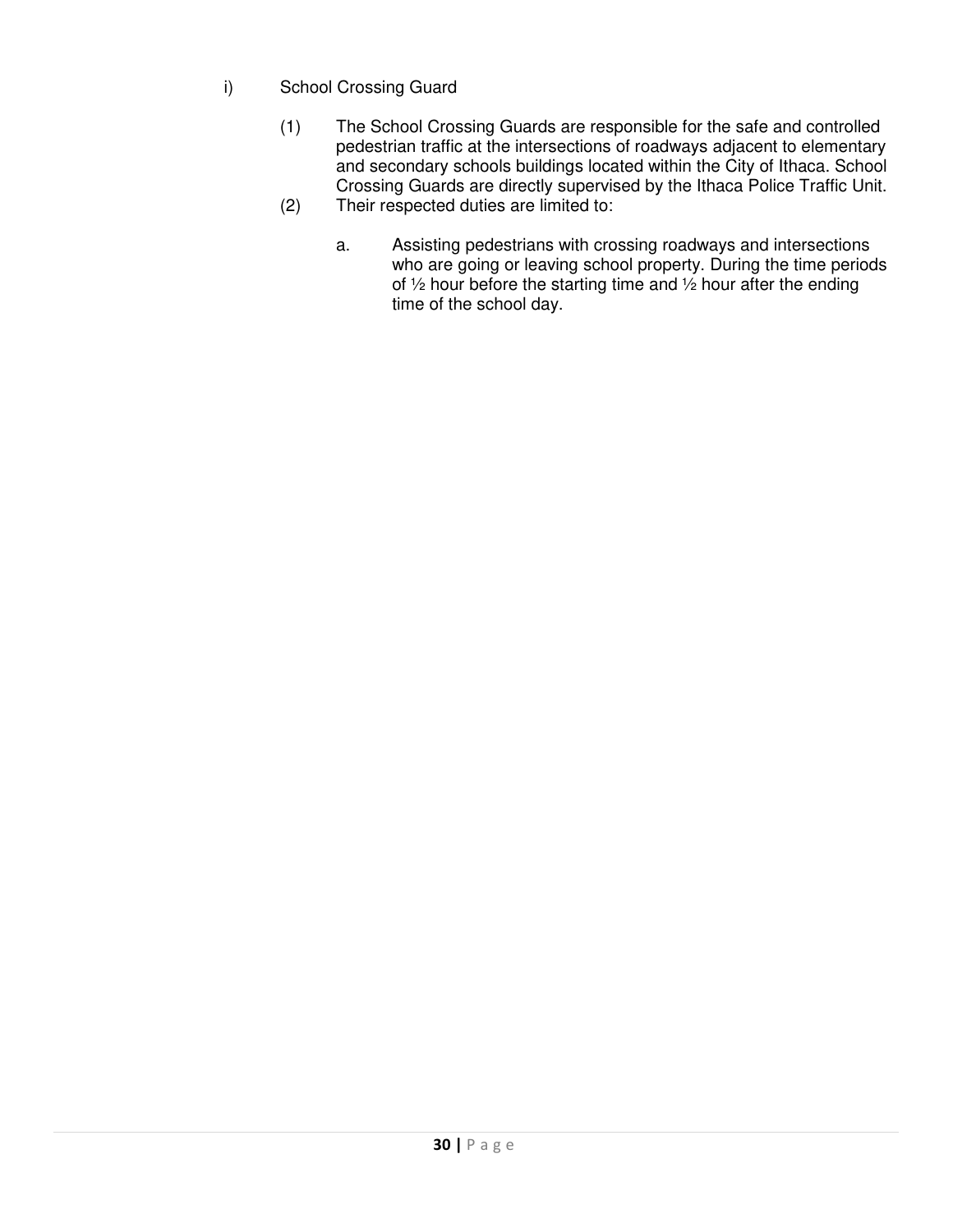i) School Crossing Guard

(1) The School Crossing Guards are responsible for the safe and controlled pedestrian traffic at the intersections of roadways adjacent to elementary and secondary schools buildings located within the City of Ithaca. School Crossing Guards are directly supervised by the Ithaca Police Traffic Unit.

(2) Their respected duties are limited to:

a. Assisting pedestrians with crossing roadways and intersections who are going or leaving school property. During the time periods of ½ hour before the starting time and ½ hour after the ending time of the school day.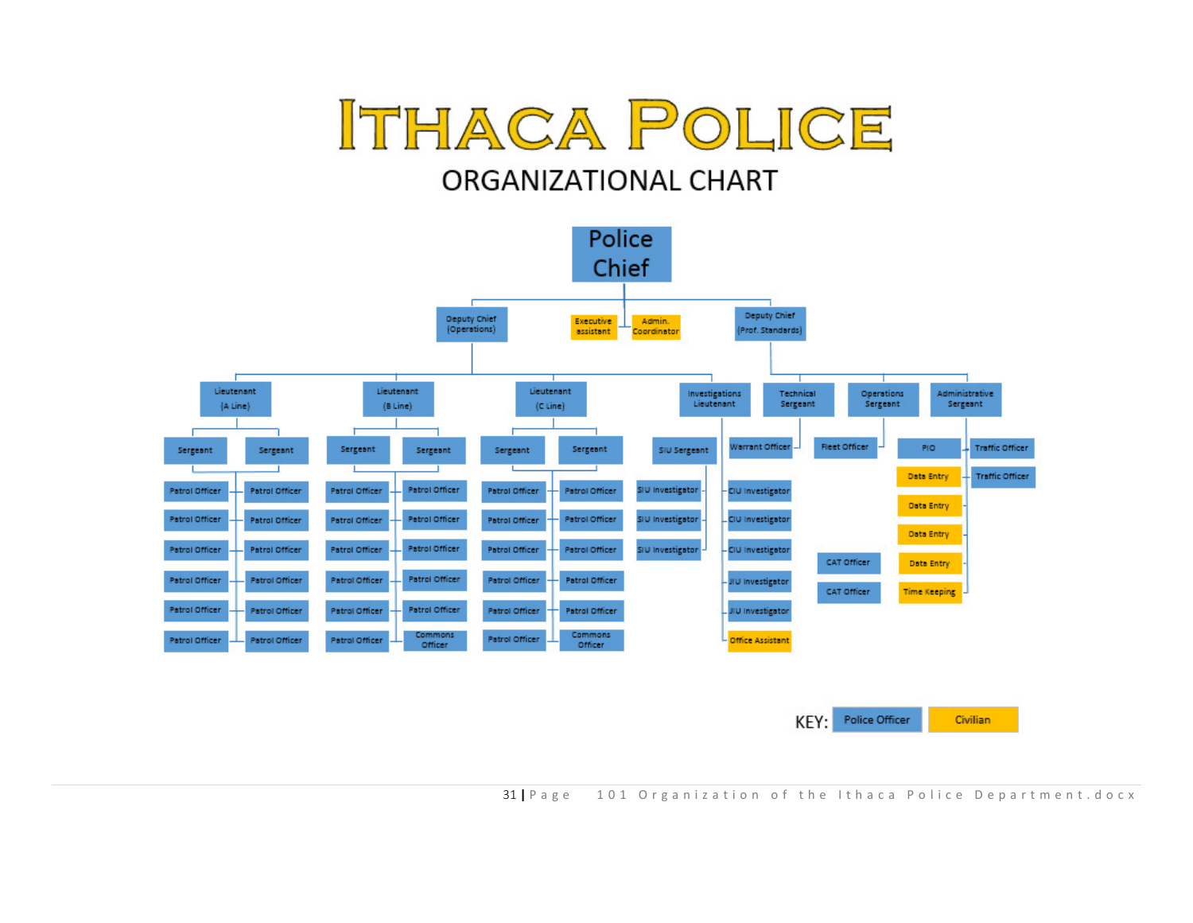# ITHACA POLICE

## ORGANIZATIONAL CHART

Police Chief

Deputy Chief (Operations)

Executive assistant

Admin. Coordinator

Deputy Chief (Prof. Standards)

Lieutenant (A Line)

Lieutenant (B Line)

Lieutenant (C Line)

Investigations Lieutenant

Technical Sergeant

Operations Sergeant

Administrative Sergeant

Sergeant

Sergeant

Sergeant

Sergeant

Sergeant

Sergeant

SIU Sergeant

Warrant Officer

Fleet Officer

PIO

Traffic Officer

Traffic Officer

Patrol Officer

Commons Officer

SIU Investigator

SIU Investigator

SIU Investigator

CIU Investigator

CIU Investigator

CIU Investigator

JIU Investigator

JIU Investigator

Office Assistant

CAT Officer

CAT Officer

Data Entry

Data Entry

Data Entry

Data Entry

Time Keeping

KEY: Police Officer | Civilian